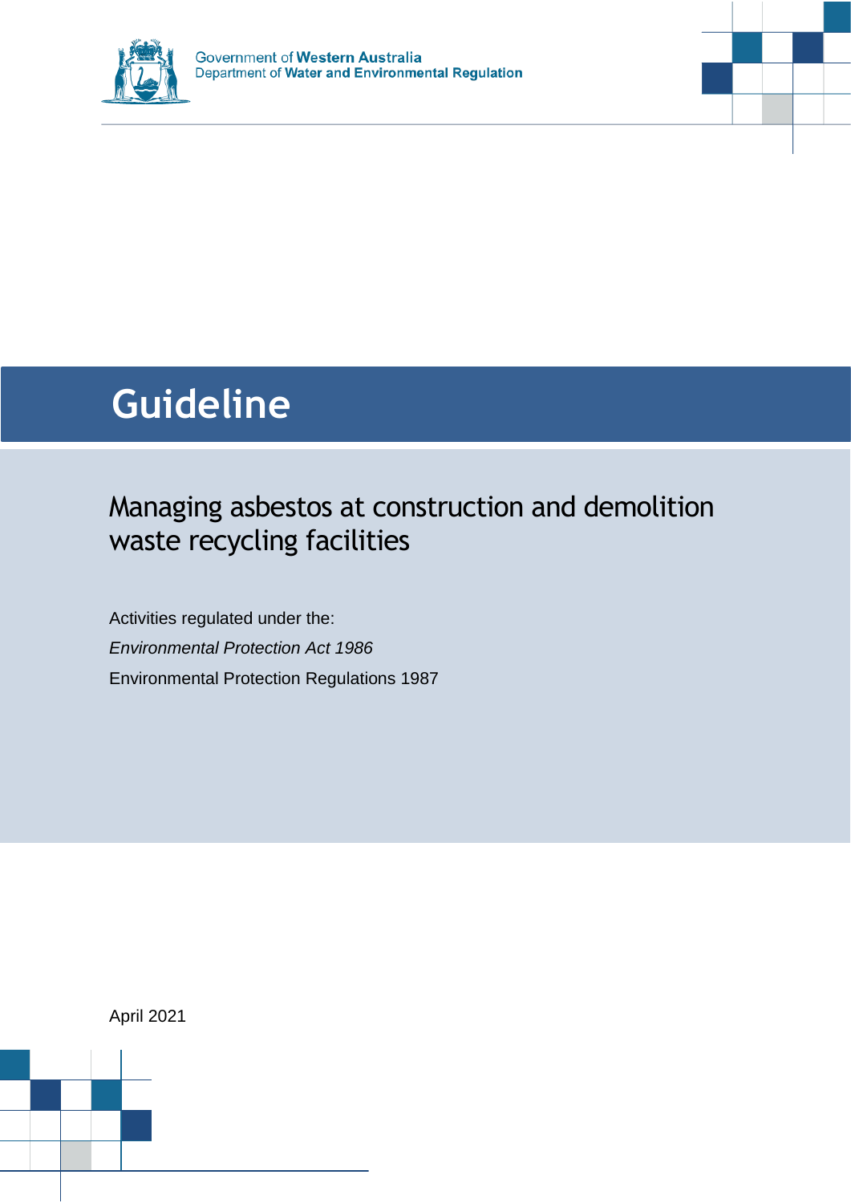Government of **Western Australia**
Department of **Water and Environmental Regulation**

# Guideline

## Managing asbestos at construction and demolition waste recycling facilities

Activities regulated under the:

*Environmental Protection Act 1986*

Environmental Protection Regulations 1987

April 2021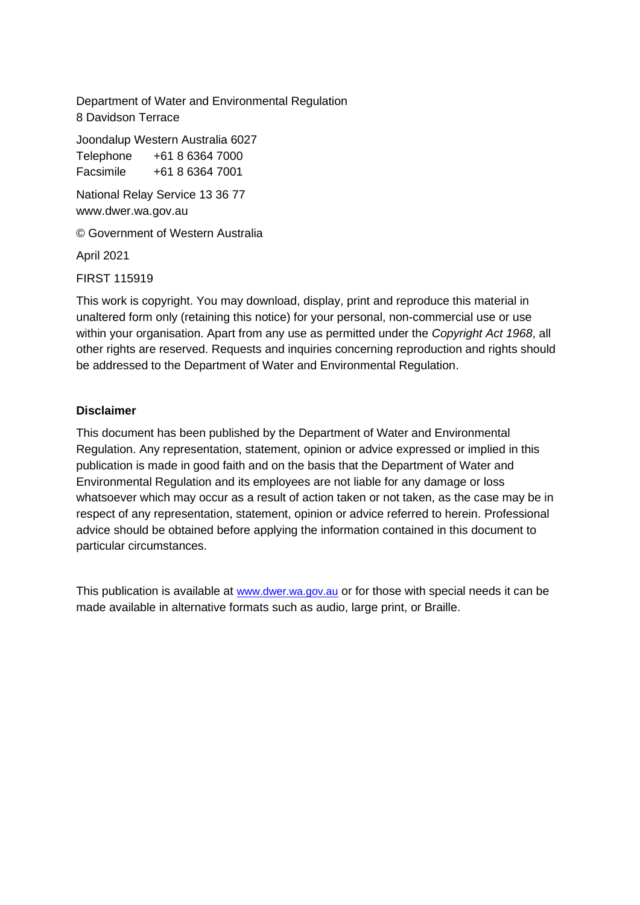Department of Water and Environmental Regulation
8 Davidson Terrace

Joondalup Western Australia 6027
Telephone +61 8 6364 7000
Facsimile +61 8 6364 7001

National Relay Service 13 36 77
www.dwer.wa.gov.au

© Government of Western Australia

April 2021

FIRST 115919

This work is copyright. You may download, display, print and reproduce this material in unaltered form only (retaining this notice) for your personal, non-commercial use or use within your organisation. Apart from any use as permitted under the *Copyright Act 1968*, all other rights are reserved. Requests and inquiries concerning reproduction and rights should be addressed to the Department of Water and Environmental Regulation.

**Disclaimer**

This document has been published by the Department of Water and Environmental Regulation. Any representation, statement, opinion or advice expressed or implied in this publication is made in good faith and on the basis that the Department of Water and Environmental Regulation and its employees are not liable for any damage or loss whatsoever which may occur as a result of action taken or not taken, as the case may be in respect of any representation, statement, opinion or advice referred to herein. Professional advice should be obtained before applying the information contained in this document to particular circumstances.

This publication is available at www.dwer.wa.gov.au or for those with special needs it can be made available in alternative formats such as audio, large print, or Braille.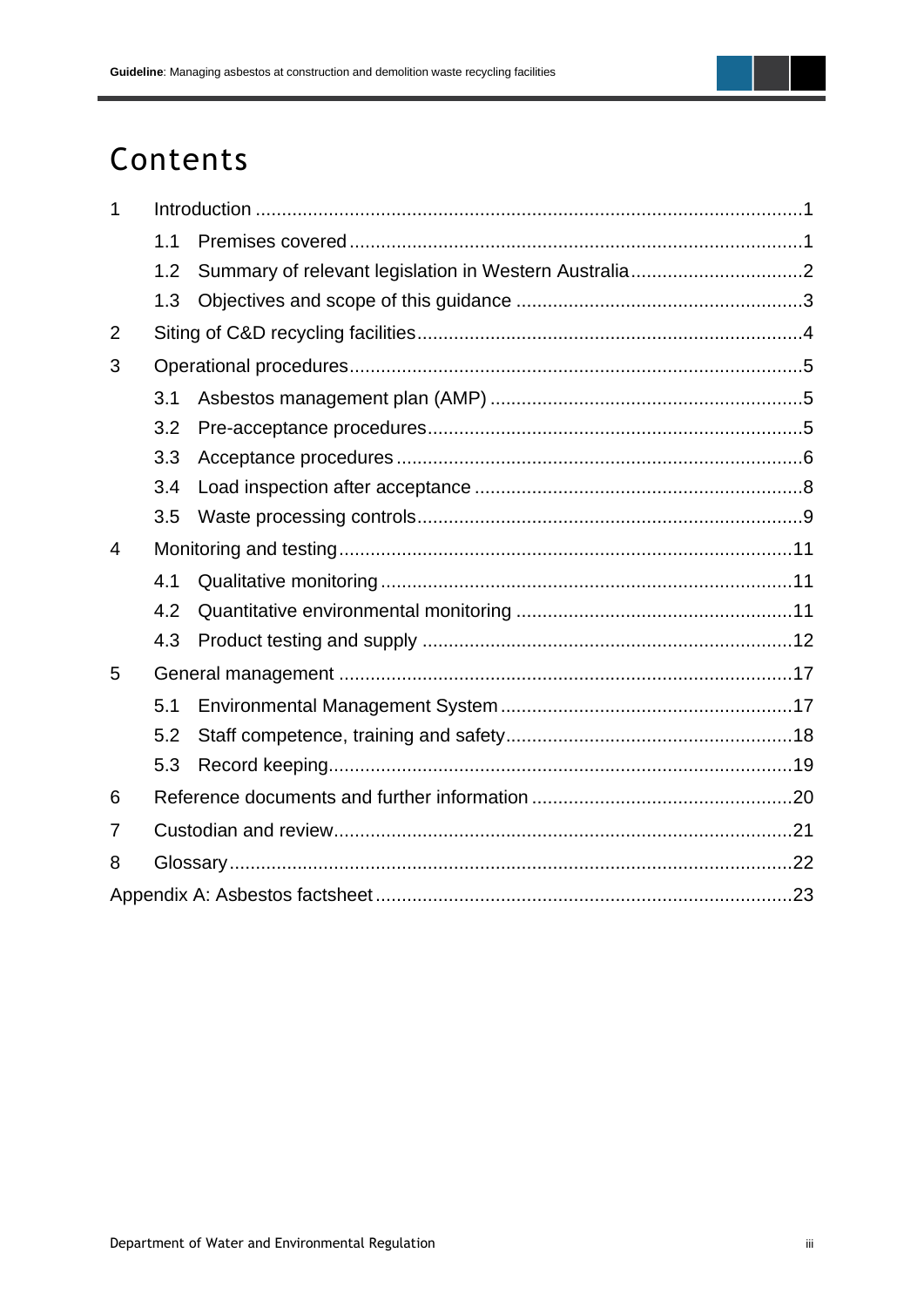# Contents

- 1 Introduction ....... 1
  - 1.1 Premises covered ....... 1
  - 1.2 Summary of relevant legislation in Western Australia ....... 2
  - 1.3 Objectives and scope of this guidance ....... 3
- 2 Siting of C&D recycling facilities ....... 4
- 3 Operational procedures ....... 5
  - 3.1 Asbestos management plan (AMP) ....... 5
  - 3.2 Pre-acceptance procedures ....... 5
  - 3.3 Acceptance procedures ....... 6
  - 3.4 Load inspection after acceptance ....... 8
  - 3.5 Waste processing controls ....... 9
- 4 Monitoring and testing ....... 11
  - 4.1 Qualitative monitoring ....... 11
  - 4.2 Quantitative environmental monitoring ....... 11
  - 4.3 Product testing and supply ....... 12
- 5 General management ....... 17
  - 5.1 Environmental Management System ....... 17
  - 5.2 Staff competence, training and safety ....... 18
  - 5.3 Record keeping ....... 19
- 6 Reference documents and further information ....... 20
- 7 Custodian and review ....... 21
- 8 Glossary ....... 22
- Appendix A: Asbestos factsheet ....... 23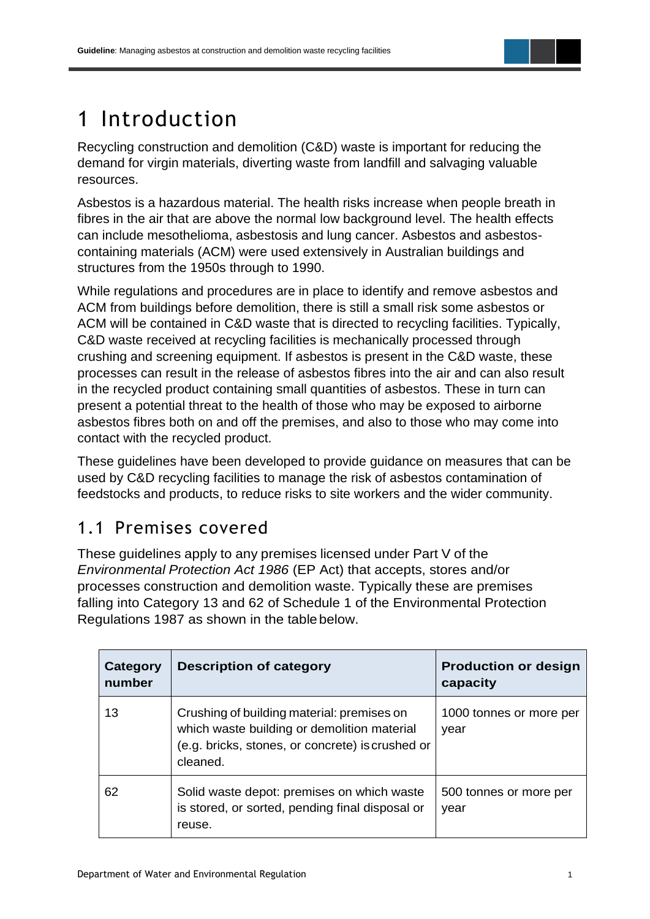# 1 Introduction

Recycling construction and demolition (C&D) waste is important for reducing the demand for virgin materials, diverting waste from landfill and salvaging valuable resources.

Asbestos is a hazardous material. The health risks increase when people breath in fibres in the air that are above the normal low background level. The health effects can include mesothelioma, asbestosis and lung cancer. Asbestos and asbestos-containing materials (ACM) were used extensively in Australian buildings and structures from the 1950s through to 1990.

While regulations and procedures are in place to identify and remove asbestos and ACM from buildings before demolition, there is still a small risk some asbestos or ACM will be contained in C&D waste that is directed to recycling facilities. Typically, C&D waste received at recycling facilities is mechanically processed through crushing and screening equipment. If asbestos is present in the C&D waste, these processes can result in the release of asbestos fibres into the air and can also result in the recycled product containing small quantities of asbestos. These in turn can present a potential threat to the health of those who may be exposed to airborne asbestos fibres both on and off the premises, and also to those who may come into contact with the recycled product.

These guidelines have been developed to provide guidance on measures that can be used by C&D recycling facilities to manage the risk of asbestos contamination of feedstocks and products, to reduce risks to site workers and the wider community.

## 1.1 Premises covered

These guidelines apply to any premises licensed under Part V of the *Environmental Protection Act 1986* (EP Act) that accepts, stores and/or processes construction and demolition waste. Typically these are premises falling into Category 13 and 62 of Schedule 1 of the Environmental Protection Regulations 1987 as shown in the table below.

| Category number | Description of category | Production or design capacity |
|---|---|---|
| 13 | Crushing of building material: premises on which waste building or demolition material (e.g. bricks, stones, or concrete) is crushed or cleaned. | 1000 tonnes or more per year |
| 62 | Solid waste depot: premises on which waste is stored, or sorted, pending final disposal or reuse. | 500 tonnes or more per year |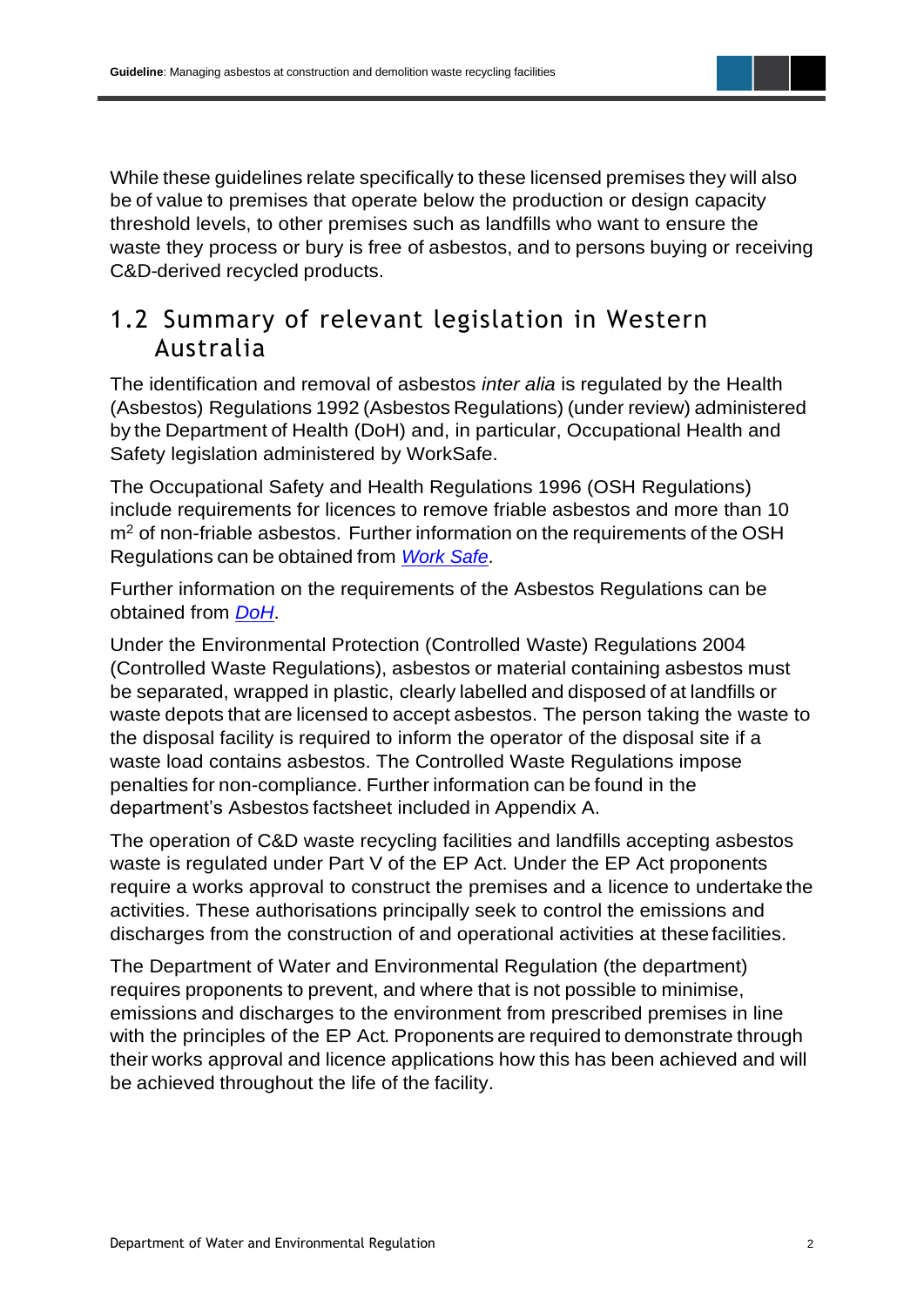While these guidelines relate specifically to these licensed premises they will also be of value to premises that operate below the production or design capacity threshold levels, to other premises such as landfills who want to ensure the waste they process or bury is free of asbestos, and to persons buying or receiving C&D-derived recycled products.

## 1.2 Summary of relevant legislation in Western Australia

The identification and removal of asbestos *inter alia* is regulated by the Health (Asbestos) Regulations 1992 (Asbestos Regulations) (under review) administered by the Department of Health (DoH) and, in particular, Occupational Health and Safety legislation administered by WorkSafe.

The Occupational Safety and Health Regulations 1996 (OSH Regulations) include requirements for licences to remove friable asbestos and more than 10 $m^2$ of non-friable asbestos. Further information on the requirements of the OSH Regulations can be obtained from *Work Safe*.

Further information on the requirements of the Asbestos Regulations can be obtained from *DoH*.

Under the Environmental Protection (Controlled Waste) Regulations 2004 (Controlled Waste Regulations), asbestos or material containing asbestos must be separated, wrapped in plastic, clearly labelled and disposed of at landfills or waste depots that are licensed to accept asbestos. The person taking the waste to the disposal facility is required to inform the operator of the disposal site if a waste load contains asbestos. The Controlled Waste Regulations impose penalties for non-compliance. Further information can be found in the department's Asbestos factsheet included in Appendix A.

The operation of C&D waste recycling facilities and landfills accepting asbestos waste is regulated under Part V of the EP Act. Under the EP Act proponents require a works approval to construct the premises and a licence to undertake the activities. These authorisations principally seek to control the emissions and discharges from the construction of and operational activities at these facilities.

The Department of Water and Environmental Regulation (the department) requires proponents to prevent, and where that is not possible to minimise, emissions and discharges to the environment from prescribed premises in line with the principles of the EP Act. Proponents are required to demonstrate through their works approval and licence applications how this has been achieved and will be achieved throughout the life of the facility.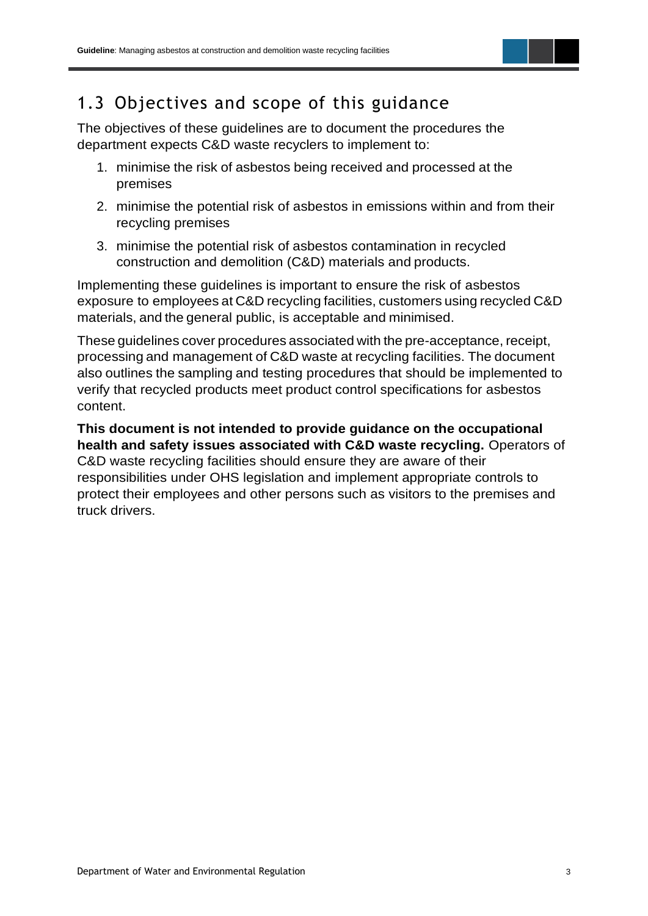## 1.3 Objectives and scope of this guidance

The objectives of these guidelines are to document the procedures the department expects C&D waste recyclers to implement to:

1. minimise the risk of asbestos being received and processed at the premises
2. minimise the potential risk of asbestos in emissions within and from their recycling premises
3. minimise the potential risk of asbestos contamination in recycled construction and demolition (C&D) materials and products.

Implementing these guidelines is important to ensure the risk of asbestos exposure to employees at C&D recycling facilities, customers using recycled C&D materials, and the general public, is acceptable and minimised.

These guidelines cover procedures associated with the pre-acceptance, receipt, processing and management of C&D waste at recycling facilities. The document also outlines the sampling and testing procedures that should be implemented to verify that recycled products meet product control specifications for asbestos content.

**This document is not intended to provide guidance on the occupational health and safety issues associated with C&D waste recycling.** Operators of C&D waste recycling facilities should ensure they are aware of their responsibilities under OHS legislation and implement appropriate controls to protect their employees and other persons such as visitors to the premises and truck drivers.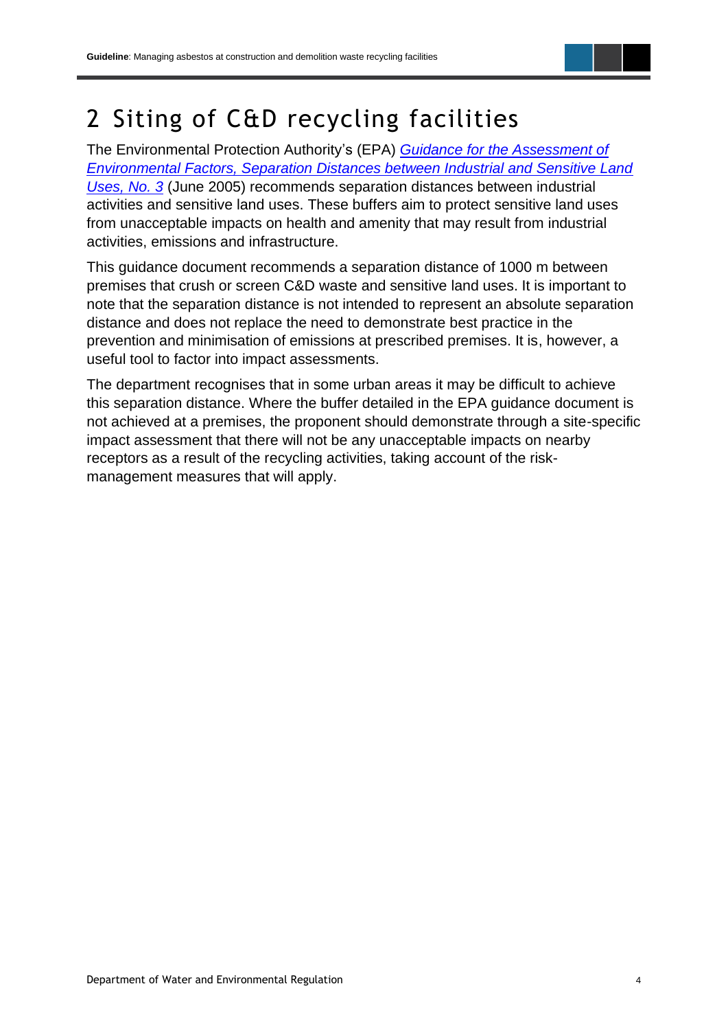# 2 Siting of C&D recycling facilities

The Environmental Protection Authority's (EPA) *Guidance for the Assessment of Environmental Factors, Separation Distances between Industrial and Sensitive Land Uses, No. 3* (June 2005) recommends separation distances between industrial activities and sensitive land uses. These buffers aim to protect sensitive land uses from unacceptable impacts on health and amenity that may result from industrial activities, emissions and infrastructure.

This guidance document recommends a separation distance of 1000 m between premises that crush or screen C&D waste and sensitive land uses. It is important to note that the separation distance is not intended to represent an absolute separation distance and does not replace the need to demonstrate best practice in the prevention and minimisation of emissions at prescribed premises. It is, however, a useful tool to factor into impact assessments.

The department recognises that in some urban areas it may be difficult to achieve this separation distance. Where the buffer detailed in the EPA guidance document is not achieved at a premises, the proponent should demonstrate through a site-specific impact assessment that there will not be any unacceptable impacts on nearby receptors as a result of the recycling activities, taking account of the risk-management measures that will apply.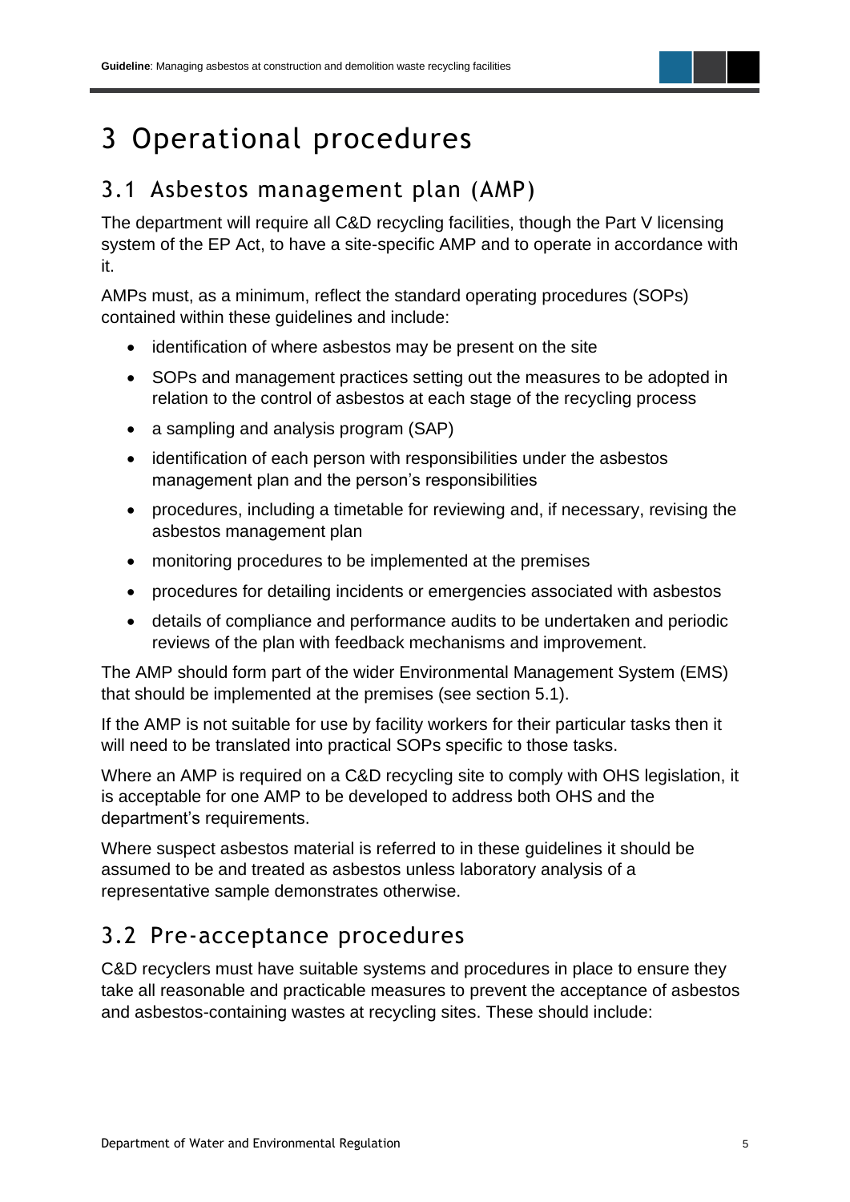# 3 Operational procedures

## 3.1 Asbestos management plan (AMP)

The department will require all C&D recycling facilities, though the Part V licensing system of the EP Act, to have a site-specific AMP and to operate in accordance with it.

AMPs must, as a minimum, reflect the standard operating procedures (SOPs) contained within these guidelines and include:

- identification of where asbestos may be present on the site
- SOPs and management practices setting out the measures to be adopted in relation to the control of asbestos at each stage of the recycling process
- a sampling and analysis program (SAP)
- identification of each person with responsibilities under the asbestos management plan and the person's responsibilities
- procedures, including a timetable for reviewing and, if necessary, revising the asbestos management plan
- monitoring procedures to be implemented at the premises
- procedures for detailing incidents or emergencies associated with asbestos
- details of compliance and performance audits to be undertaken and periodic reviews of the plan with feedback mechanisms and improvement.

The AMP should form part of the wider Environmental Management System (EMS) that should be implemented at the premises (see section 5.1).

If the AMP is not suitable for use by facility workers for their particular tasks then it will need to be translated into practical SOPs specific to those tasks.

Where an AMP is required on a C&D recycling site to comply with OHS legislation, it is acceptable for one AMP to be developed to address both OHS and the department's requirements.

Where suspect asbestos material is referred to in these guidelines it should be assumed to be and treated as asbestos unless laboratory analysis of a representative sample demonstrates otherwise.

## 3.2 Pre-acceptance procedures

C&D recyclers must have suitable systems and procedures in place to ensure they take all reasonable and practicable measures to prevent the acceptance of asbestos and asbestos-containing wastes at recycling sites. These should include: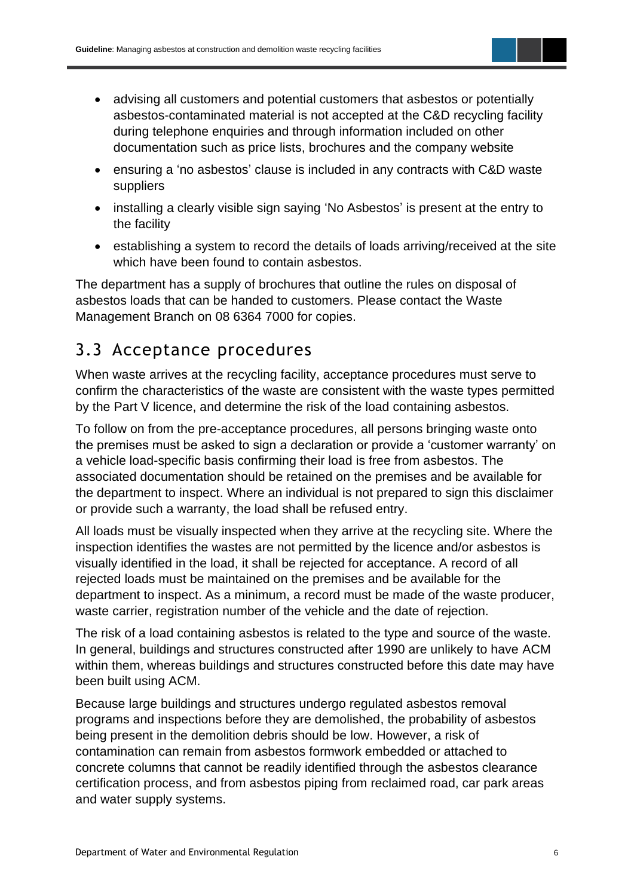- advising all customers and potential customers that asbestos or potentially asbestos-contaminated material is not accepted at the C&D recycling facility during telephone enquiries and through information included on other documentation such as price lists, brochures and the company website
- ensuring a 'no asbestos' clause is included in any contracts with C&D waste suppliers
- installing a clearly visible sign saying 'No Asbestos' is present at the entry to the facility
- establishing a system to record the details of loads arriving/received at the site which have been found to contain asbestos.

The department has a supply of brochures that outline the rules on disposal of asbestos loads that can be handed to customers. Please contact the Waste Management Branch on 08 6364 7000 for copies.

## 3.3 Acceptance procedures

When waste arrives at the recycling facility, acceptance procedures must serve to confirm the characteristics of the waste are consistent with the waste types permitted by the Part V licence, and determine the risk of the load containing asbestos.

To follow on from the pre-acceptance procedures, all persons bringing waste onto the premises must be asked to sign a declaration or provide a 'customer warranty' on a vehicle load-specific basis confirming their load is free from asbestos. The associated documentation should be retained on the premises and be available for the department to inspect. Where an individual is not prepared to sign this disclaimer or provide such a warranty, the load shall be refused entry.

All loads must be visually inspected when they arrive at the recycling site. Where the inspection identifies the wastes are not permitted by the licence and/or asbestos is visually identified in the load, it shall be rejected for acceptance. A record of all rejected loads must be maintained on the premises and be available for the department to inspect. As a minimum, a record must be made of the waste producer, waste carrier, registration number of the vehicle and the date of rejection.

The risk of a load containing asbestos is related to the type and source of the waste. In general, buildings and structures constructed after 1990 are unlikely to have ACM within them, whereas buildings and structures constructed before this date may have been built using ACM.

Because large buildings and structures undergo regulated asbestos removal programs and inspections before they are demolished, the probability of asbestos being present in the demolition debris should be low. However, a risk of contamination can remain from asbestos formwork embedded or attached to concrete columns that cannot be readily identified through the asbestos clearance certification process, and from asbestos piping from reclaimed road, car park areas and water supply systems.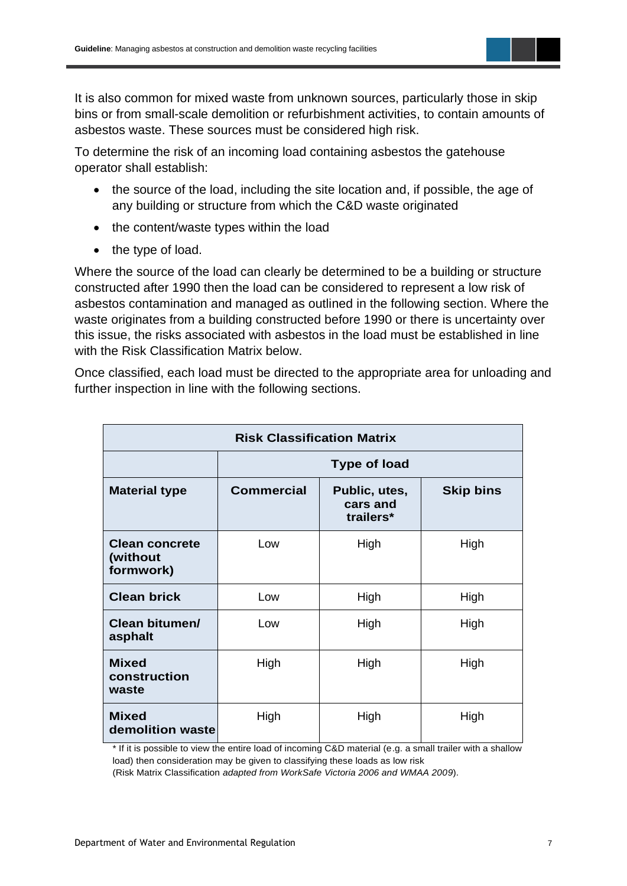It is also common for mixed waste from unknown sources, particularly those in skip bins or from small-scale demolition or refurbishment activities, to contain amounts of asbestos waste. These sources must be considered high risk.

To determine the risk of an incoming load containing asbestos the gatehouse operator shall establish:

- the source of the load, including the site location and, if possible, the age of any building or structure from which the C&D waste originated
- the content/waste types within the load
- the type of load.

Where the source of the load can clearly be determined to be a building or structure constructed after 1990 then the load can be considered to represent a low risk of asbestos contamination and managed as outlined in the following section. Where the waste originates from a building constructed before 1990 or there is uncertainty over this issue, the risks associated with asbestos in the load must be established in line with the Risk Classification Matrix below.

Once classified, each load must be directed to the appropriate area for unloading and further inspection in line with the following sections.

| **Risk Classification Matrix** | | | |
|---|---|---|---|
| | **Type of load** | | |
| **Material type** | **Commercial** | **Public, utes, cars and trailers*** | **Skip bins** |
| **Clean concrete (without formwork)** | Low | High | High |
| **Clean brick** | Low | High | High |
| **Clean bitumen/ asphalt** | Low | High | High |
| **Mixed construction waste** | High | High | High |
| **Mixed demolition waste** | High | High | High |

* If it is possible to view the entire load of incoming C&D material (e.g. a small trailer with a shallow load) then consideration may be given to classifying these loads as low risk

(Risk Matrix Classification *adapted from WorkSafe Victoria 2006 and WMAA 2009*).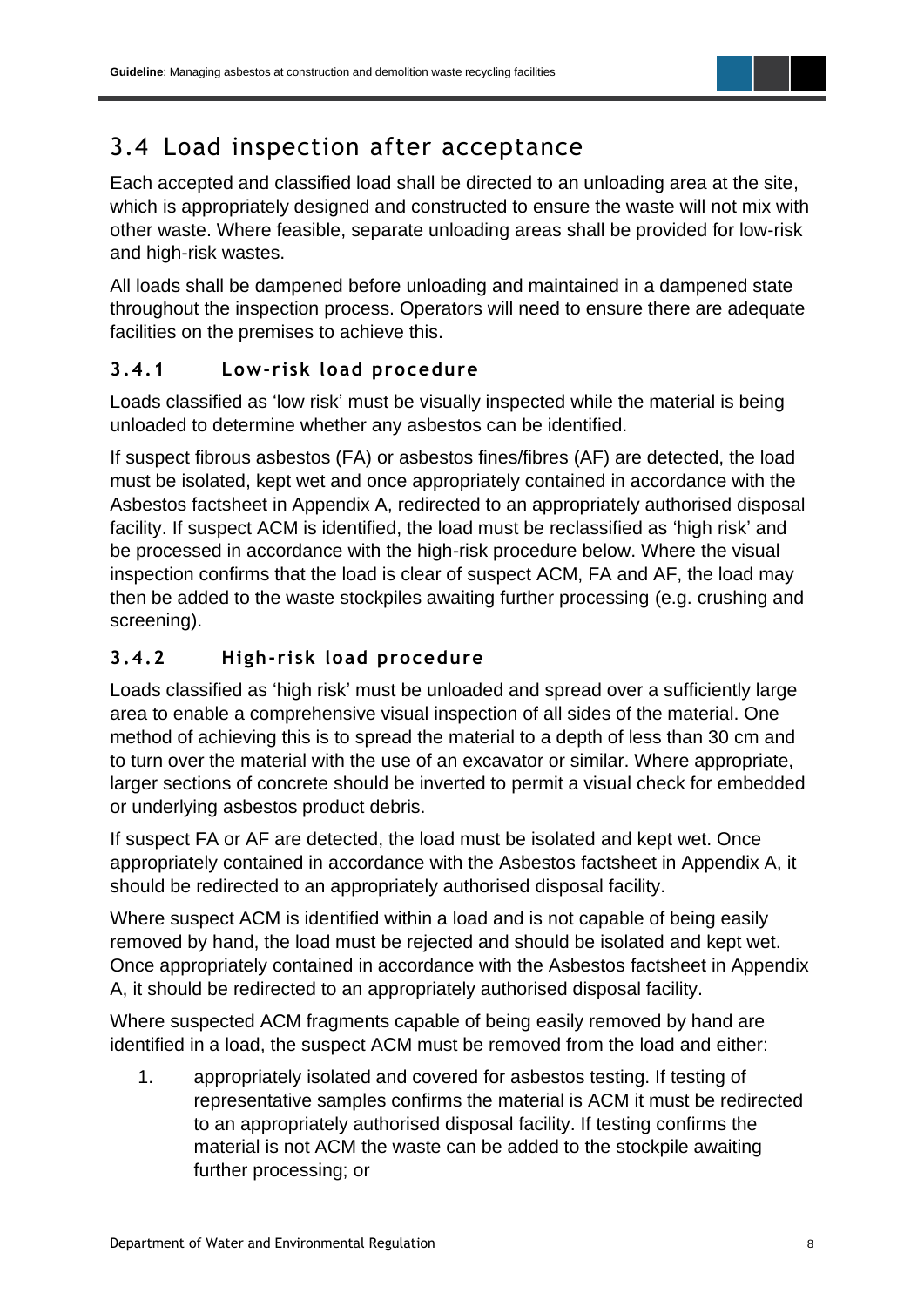## 3.4 Load inspection after acceptance

Each accepted and classified load shall be directed to an unloading area at the site, which is appropriately designed and constructed to ensure the waste will not mix with other waste. Where feasible, separate unloading areas shall be provided for low-risk and high-risk wastes.

All loads shall be dampened before unloading and maintained in a dampened state throughout the inspection process. Operators will need to ensure there are adequate facilities on the premises to achieve this.

### 3.4.1 Low-risk load procedure

Loads classified as 'low risk' must be visually inspected while the material is being unloaded to determine whether any asbestos can be identified.

If suspect fibrous asbestos (FA) or asbestos fines/fibres (AF) are detected, the load must be isolated, kept wet and once appropriately contained in accordance with the Asbestos factsheet in Appendix A, redirected to an appropriately authorised disposal facility. If suspect ACM is identified, the load must be reclassified as 'high risk' and be processed in accordance with the high-risk procedure below. Where the visual inspection confirms that the load is clear of suspect ACM, FA and AF, the load may then be added to the waste stockpiles awaiting further processing (e.g. crushing and screening).

### 3.4.2 High-risk load procedure

Loads classified as 'high risk' must be unloaded and spread over a sufficiently large area to enable a comprehensive visual inspection of all sides of the material. One method of achieving this is to spread the material to a depth of less than 30 cm and to turn over the material with the use of an excavator or similar. Where appropriate, larger sections of concrete should be inverted to permit a visual check for embedded or underlying asbestos product debris.

If suspect FA or AF are detected, the load must be isolated and kept wet. Once appropriately contained in accordance with the Asbestos factsheet in Appendix A, it should be redirected to an appropriately authorised disposal facility.

Where suspect ACM is identified within a load and is not capable of being easily removed by hand, the load must be rejected and should be isolated and kept wet. Once appropriately contained in accordance with the Asbestos factsheet in Appendix A, it should be redirected to an appropriately authorised disposal facility.

Where suspected ACM fragments capable of being easily removed by hand are identified in a load, the suspect ACM must be removed from the load and either:

1. appropriately isolated and covered for asbestos testing. If testing of representative samples confirms the material is ACM it must be redirected to an appropriately authorised disposal facility. If testing confirms the material is not ACM the waste can be added to the stockpile awaiting further processing; or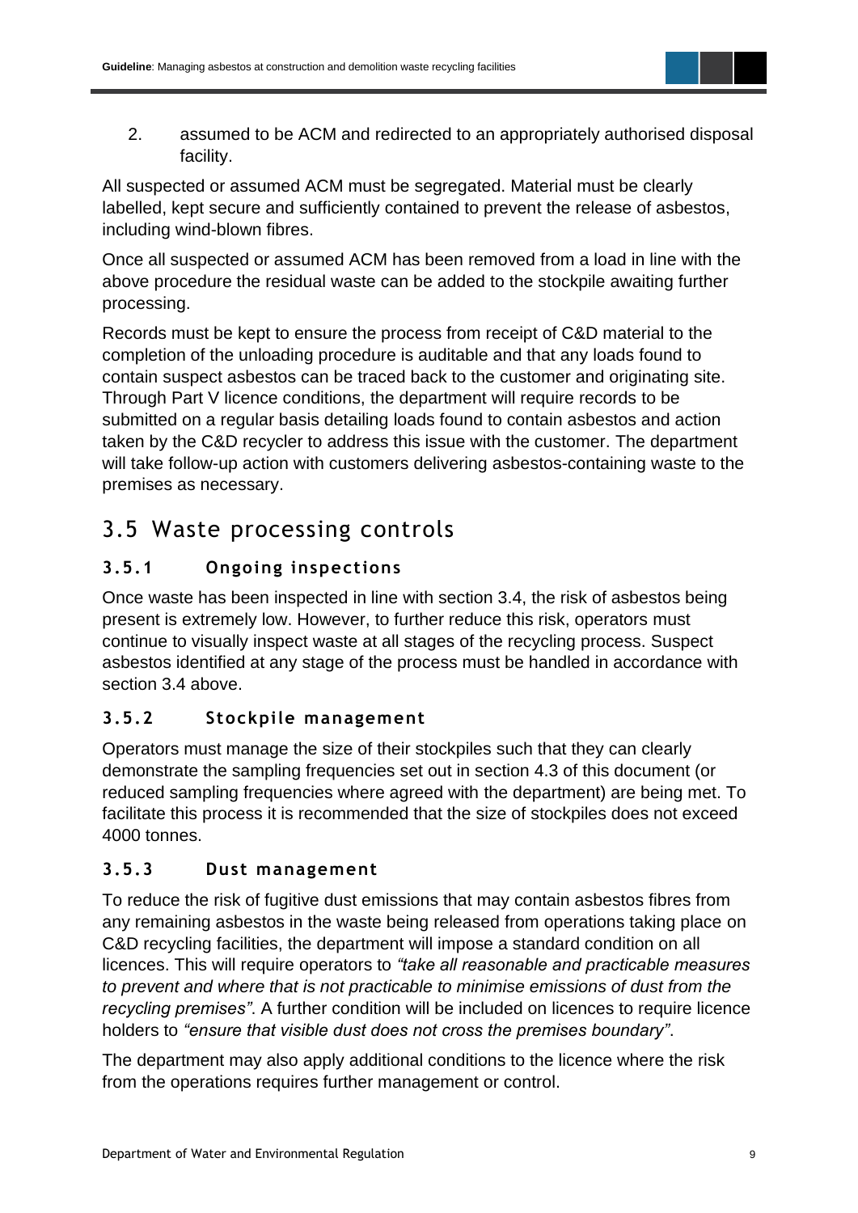2. assumed to be ACM and redirected to an appropriately authorised disposal facility.

All suspected or assumed ACM must be segregated. Material must be clearly labelled, kept secure and sufficiently contained to prevent the release of asbestos, including wind-blown fibres.

Once all suspected or assumed ACM has been removed from a load in line with the above procedure the residual waste can be added to the stockpile awaiting further processing.

Records must be kept to ensure the process from receipt of C&D material to the completion of the unloading procedure is auditable and that any loads found to contain suspect asbestos can be traced back to the customer and originating site. Through Part V licence conditions, the department will require records to be submitted on a regular basis detailing loads found to contain asbestos and action taken by the C&D recycler to address this issue with the customer. The department will take follow-up action with customers delivering asbestos-containing waste to the premises as necessary.

## 3.5 Waste processing controls

### 3.5.1 Ongoing inspections

Once waste has been inspected in line with section 3.4, the risk of asbestos being present is extremely low. However, to further reduce this risk, operators must continue to visually inspect waste at all stages of the recycling process. Suspect asbestos identified at any stage of the process must be handled in accordance with section 3.4 above.

### 3.5.2 Stockpile management

Operators must manage the size of their stockpiles such that they can clearly demonstrate the sampling frequencies set out in section 4.3 of this document (or reduced sampling frequencies where agreed with the department) are being met. To facilitate this process it is recommended that the size of stockpiles does not exceed 4000 tonnes.

### 3.5.3 Dust management

To reduce the risk of fugitive dust emissions that may contain asbestos fibres from any remaining asbestos in the waste being released from operations taking place on C&D recycling facilities, the department will impose a standard condition on all licences. This will require operators to *"take all reasonable and practicable measures to prevent and where that is not practicable to minimise emissions of dust from the recycling premises"*. A further condition will be included on licences to require licence holders to *"ensure that visible dust does not cross the premises boundary"*.

The department may also apply additional conditions to the licence where the risk from the operations requires further management or control.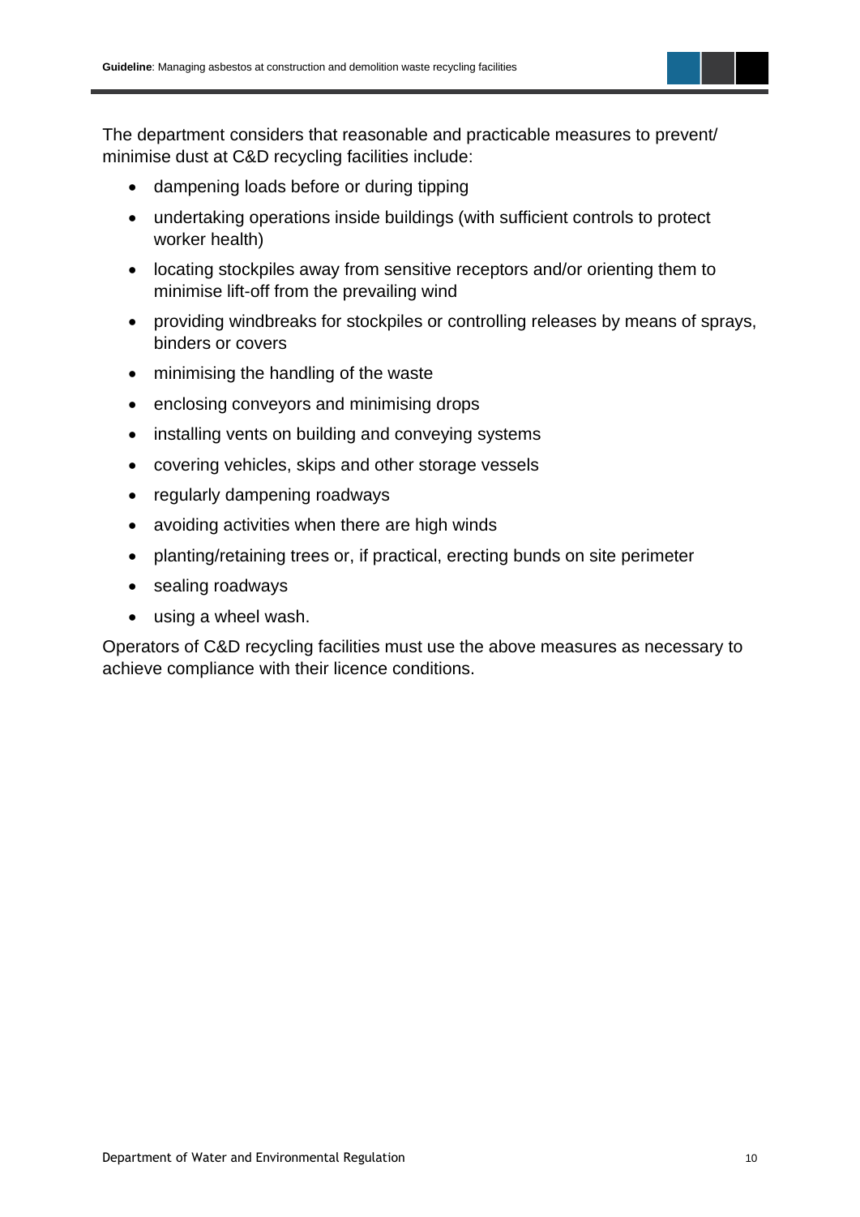The department considers that reasonable and practicable measures to prevent/minimise dust at C&D recycling facilities include:

- dampening loads before or during tipping
- undertaking operations inside buildings (with sufficient controls to protect worker health)
- locating stockpiles away from sensitive receptors and/or orienting them to minimise lift-off from the prevailing wind
- providing windbreaks for stockpiles or controlling releases by means of sprays, binders or covers
- minimising the handling of the waste
- enclosing conveyors and minimising drops
- installing vents on building and conveying systems
- covering vehicles, skips and other storage vessels
- regularly dampening roadways
- avoiding activities when there are high winds
- planting/retaining trees or, if practical, erecting bunds on site perimeter
- sealing roadways
- using a wheel wash.

Operators of C&D recycling facilities must use the above measures as necessary to achieve compliance with their licence conditions.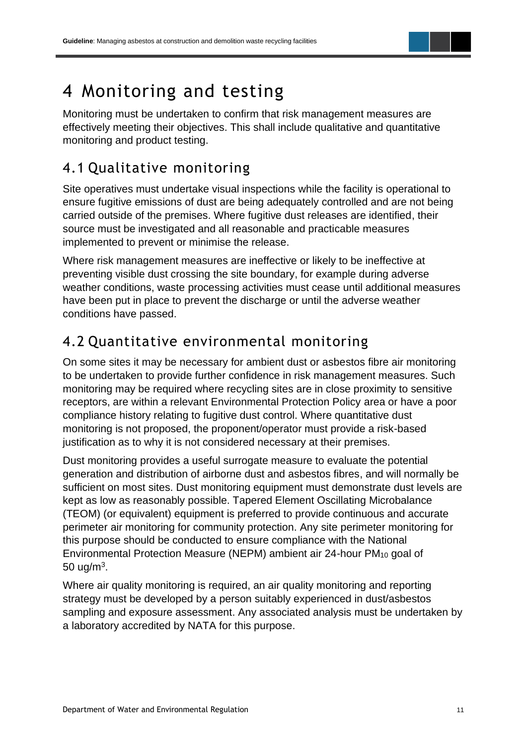# 4 Monitoring and testing

Monitoring must be undertaken to confirm that risk management measures are effectively meeting their objectives. This shall include qualitative and quantitative monitoring and product testing.

## 4.1 Qualitative monitoring

Site operatives must undertake visual inspections while the facility is operational to ensure fugitive emissions of dust are being adequately controlled and are not being carried outside of the premises. Where fugitive dust releases are identified, their source must be investigated and all reasonable and practicable measures implemented to prevent or minimise the release.

Where risk management measures are ineffective or likely to be ineffective at preventing visible dust crossing the site boundary, for example during adverse weather conditions, waste processing activities must cease until additional measures have been put in place to prevent the discharge or until the adverse weather conditions have passed.

## 4.2 Quantitative environmental monitoring

On some sites it may be necessary for ambient dust or asbestos fibre air monitoring to be undertaken to provide further confidence in risk management measures. Such monitoring may be required where recycling sites are in close proximity to sensitive receptors, are within a relevant Environmental Protection Policy area or have a poor compliance history relating to fugitive dust control. Where quantitative dust monitoring is not proposed, the proponent/operator must provide a risk-based justification as to why it is not considered necessary at their premises.

Dust monitoring provides a useful surrogate measure to evaluate the potential generation and distribution of airborne dust and asbestos fibres, and will normally be sufficient on most sites. Dust monitoring equipment must demonstrate dust levels are kept as low as reasonably possible. Tapered Element Oscillating Microbalance (TEOM) (or equivalent) equipment is preferred to provide continuous and accurate perimeter air monitoring for community protection. Any site perimeter monitoring for this purpose should be conducted to ensure compliance with the National Environmental Protection Measure (NEPM) ambient air 24-hour $PM_{10}$ goal of 50 ug/$m^3$.

Where air quality monitoring is required, an air quality monitoring and reporting strategy must be developed by a person suitably experienced in dust/asbestos sampling and exposure assessment. Any associated analysis must be undertaken by a laboratory accredited by NATA for this purpose.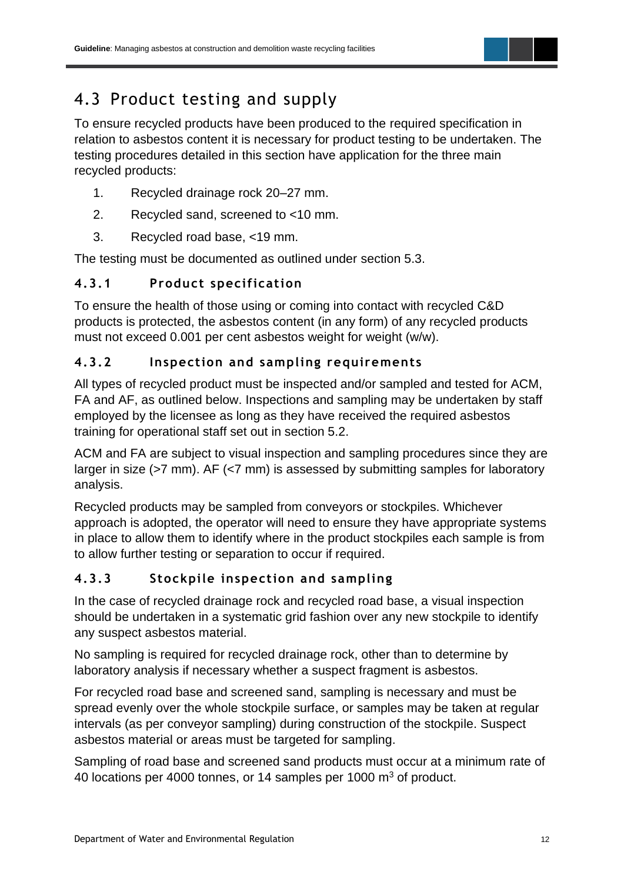## 4.3 Product testing and supply

To ensure recycled products have been produced to the required specification in relation to asbestos content it is necessary for product testing to be undertaken. The testing procedures detailed in this section have application for the three main recycled products:

1. Recycled drainage rock 20–27 mm.
2. Recycled sand, screened to <10 mm.
3. Recycled road base, <19 mm.

The testing must be documented as outlined under section 5.3.

### 4.3.1 Product specification

To ensure the health of those using or coming into contact with recycled C&D products is protected, the asbestos content (in any form) of any recycled products must not exceed 0.001 per cent asbestos weight for weight (w/w).

### 4.3.2 Inspection and sampling requirements

All types of recycled product must be inspected and/or sampled and tested for ACM, FA and AF, as outlined below. Inspections and sampling may be undertaken by staff employed by the licensee as long as they have received the required asbestos training for operational staff set out in section 5.2.

ACM and FA are subject to visual inspection and sampling procedures since they are larger in size (>7 mm). AF (<7 mm) is assessed by submitting samples for laboratory analysis.

Recycled products may be sampled from conveyors or stockpiles. Whichever approach is adopted, the operator will need to ensure they have appropriate systems in place to allow them to identify where in the product stockpiles each sample is from to allow further testing or separation to occur if required.

### 4.3.3 Stockpile inspection and sampling

In the case of recycled drainage rock and recycled road base, a visual inspection should be undertaken in a systematic grid fashion over any new stockpile to identify any suspect asbestos material.

No sampling is required for recycled drainage rock, other than to determine by laboratory analysis if necessary whether a suspect fragment is asbestos.

For recycled road base and screened sand, sampling is necessary and must be spread evenly over the whole stockpile surface, or samples may be taken at regular intervals (as per conveyor sampling) during construction of the stockpile. Suspect asbestos material or areas must be targeted for sampling.

Sampling of road base and screened sand products must occur at a minimum rate of 40 locations per 4000 tonnes, or 14 samples per 1000 $m^3$ of product.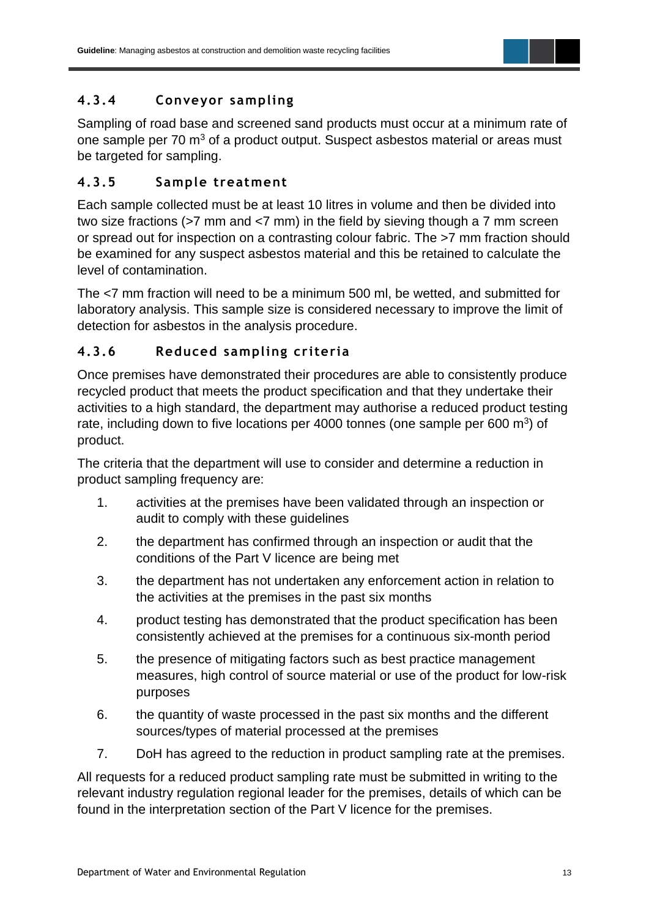### 4.3.4 Conveyor sampling

Sampling of road base and screened sand products must occur at a minimum rate of one sample per 70 $m^3$ of a product output. Suspect asbestos material or areas must be targeted for sampling.

### 4.3.5 Sample treatment

Each sample collected must be at least 10 litres in volume and then be divided into two size fractions (>7 mm and <7 mm) in the field by sieving though a 7 mm screen or spread out for inspection on a contrasting colour fabric. The >7 mm fraction should be examined for any suspect asbestos material and this be retained to calculate the level of contamination.

The <7 mm fraction will need to be a minimum 500 ml, be wetted, and submitted for laboratory analysis. This sample size is considered necessary to improve the limit of detection for asbestos in the analysis procedure.

### 4.3.6 Reduced sampling criteria

Once premises have demonstrated their procedures are able to consistently produce recycled product that meets the product specification and that they undertake their activities to a high standard, the department may authorise a reduced product testing rate, including down to five locations per 4000 tonnes (one sample per 600 $m^3$) of product.

The criteria that the department will use to consider and determine a reduction in product sampling frequency are:

1. activities at the premises have been validated through an inspection or audit to comply with these guidelines
2. the department has confirmed through an inspection or audit that the conditions of the Part V licence are being met
3. the department has not undertaken any enforcement action in relation to the activities at the premises in the past six months
4. product testing has demonstrated that the product specification has been consistently achieved at the premises for a continuous six-month period
5. the presence of mitigating factors such as best practice management measures, high control of source material or use of the product for low-risk purposes
6. the quantity of waste processed in the past six months and the different sources/types of material processed at the premises
7. DoH has agreed to the reduction in product sampling rate at the premises.

All requests for a reduced product sampling rate must be submitted in writing to the relevant industry regulation regional leader for the premises, details of which can be found in the interpretation section of the Part V licence for the premises.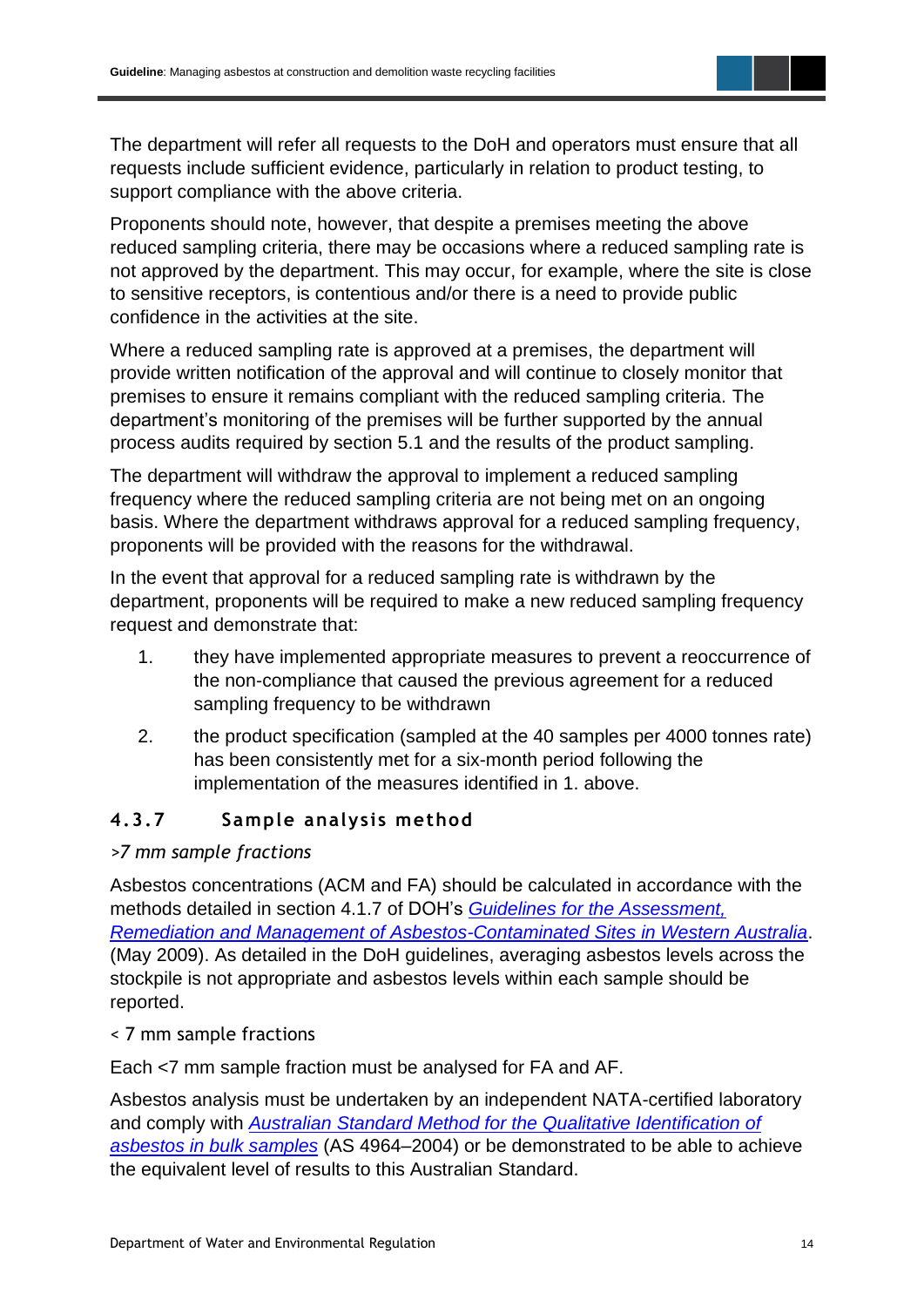The department will refer all requests to the DoH and operators must ensure that all requests include sufficient evidence, particularly in relation to product testing, to support compliance with the above criteria.

Proponents should note, however, that despite a premises meeting the above reduced sampling criteria, there may be occasions where a reduced sampling rate is not approved by the department. This may occur, for example, where the site is close to sensitive receptors, is contentious and/or there is a need to provide public confidence in the activities at the site.

Where a reduced sampling rate is approved at a premises, the department will provide written notification of the approval and will continue to closely monitor that premises to ensure it remains compliant with the reduced sampling criteria. The department's monitoring of the premises will be further supported by the annual process audits required by section 5.1 and the results of the product sampling.

The department will withdraw the approval to implement a reduced sampling frequency where the reduced sampling criteria are not being met on an ongoing basis. Where the department withdraws approval for a reduced sampling frequency, proponents will be provided with the reasons for the withdrawal.

In the event that approval for a reduced sampling rate is withdrawn by the department, proponents will be required to make a new reduced sampling frequency request and demonstrate that:

1. they have implemented appropriate measures to prevent a reoccurrence of the non-compliance that caused the previous agreement for a reduced sampling frequency to be withdrawn
2. the product specification (sampled at the 40 samples per 4000 tonnes rate) has been consistently met for a six-month period following the implementation of the measures identified in 1. above.

### 4.3.7 Sample analysis method

*>7 mm sample fractions*

Asbestos concentrations (ACM and FA) should be calculated in accordance with the methods detailed in section 4.1.7 of DOH's *Guidelines for the Assessment, Remediation and Management of Asbestos-Contaminated Sites in Western Australia*. (May 2009). As detailed in the DoH guidelines, averaging asbestos levels across the stockpile is not appropriate and asbestos levels within each sample should be reported.

< 7 mm sample fractions

Each <7 mm sample fraction must be analysed for FA and AF.

Asbestos analysis must be undertaken by an independent NATA-certified laboratory and comply with *Australian Standard Method for the Qualitative Identification of asbestos in bulk samples* (AS 4964–2004) or be demonstrated to be able to achieve the equivalent level of results to this Australian Standard.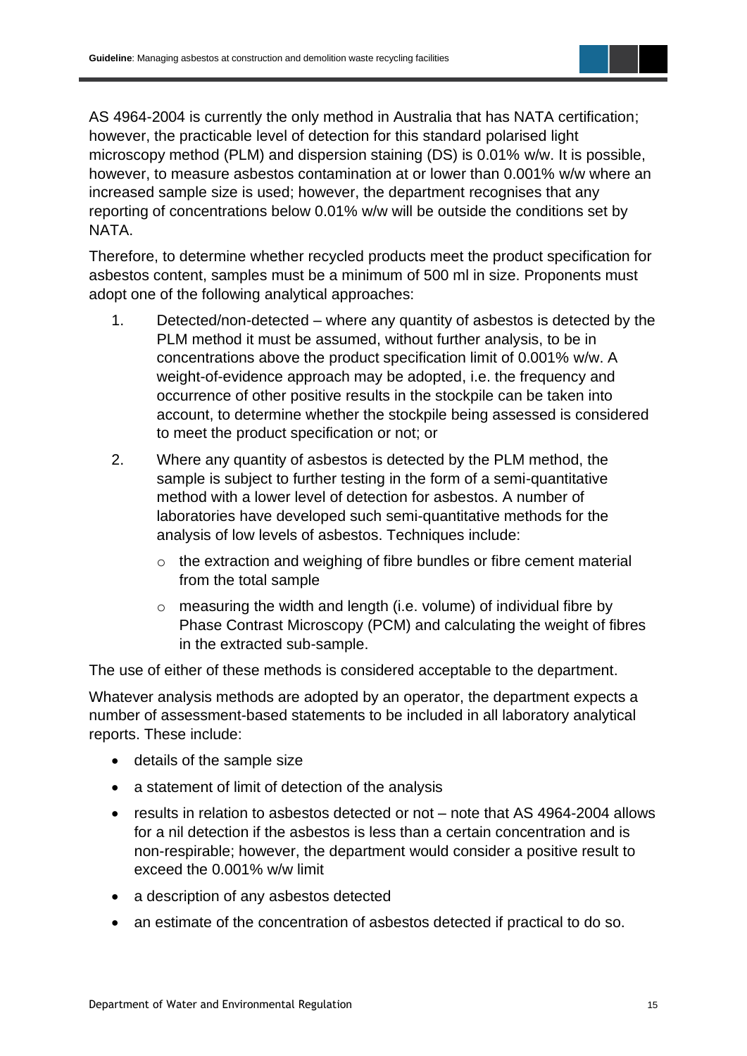AS 4964-2004 is currently the only method in Australia that has NATA certification; however, the practicable level of detection for this standard polarised light microscopy method (PLM) and dispersion staining (DS) is 0.01% w/w. It is possible, however, to measure asbestos contamination at or lower than 0.001% w/w where an increased sample size is used; however, the department recognises that any reporting of concentrations below 0.01% w/w will be outside the conditions set by NATA.

Therefore, to determine whether recycled products meet the product specification for asbestos content, samples must be a minimum of 500 ml in size. Proponents must adopt one of the following analytical approaches:

1. Detected/non-detected – where any quantity of asbestos is detected by the PLM method it must be assumed, without further analysis, to be in concentrations above the product specification limit of 0.001% w/w. A weight-of-evidence approach may be adopted, i.e. the frequency and occurrence of other positive results in the stockpile can be taken into account, to determine whether the stockpile being assessed is considered to meet the product specification or not; or
2. Where any quantity of asbestos is detected by the PLM method, the sample is subject to further testing in the form of a semi-quantitative method with a lower level of detection for asbestos. A number of laboratories have developed such semi-quantitative methods for the analysis of low levels of asbestos. Techniques include:
   - the extraction and weighing of fibre bundles or fibre cement material from the total sample
   - measuring the width and length (i.e. volume) of individual fibre by Phase Contrast Microscopy (PCM) and calculating the weight of fibres in the extracted sub-sample.

The use of either of these methods is considered acceptable to the department.

Whatever analysis methods are adopted by an operator, the department expects a number of assessment-based statements to be included in all laboratory analytical reports. These include:

- details of the sample size
- a statement of limit of detection of the analysis
- results in relation to asbestos detected or not – note that AS 4964-2004 allows for a nil detection if the asbestos is less than a certain concentration and is non-respirable; however, the department would consider a positive result to exceed the 0.001% w/w limit
- a description of any asbestos detected
- an estimate of the concentration of asbestos detected if practical to do so.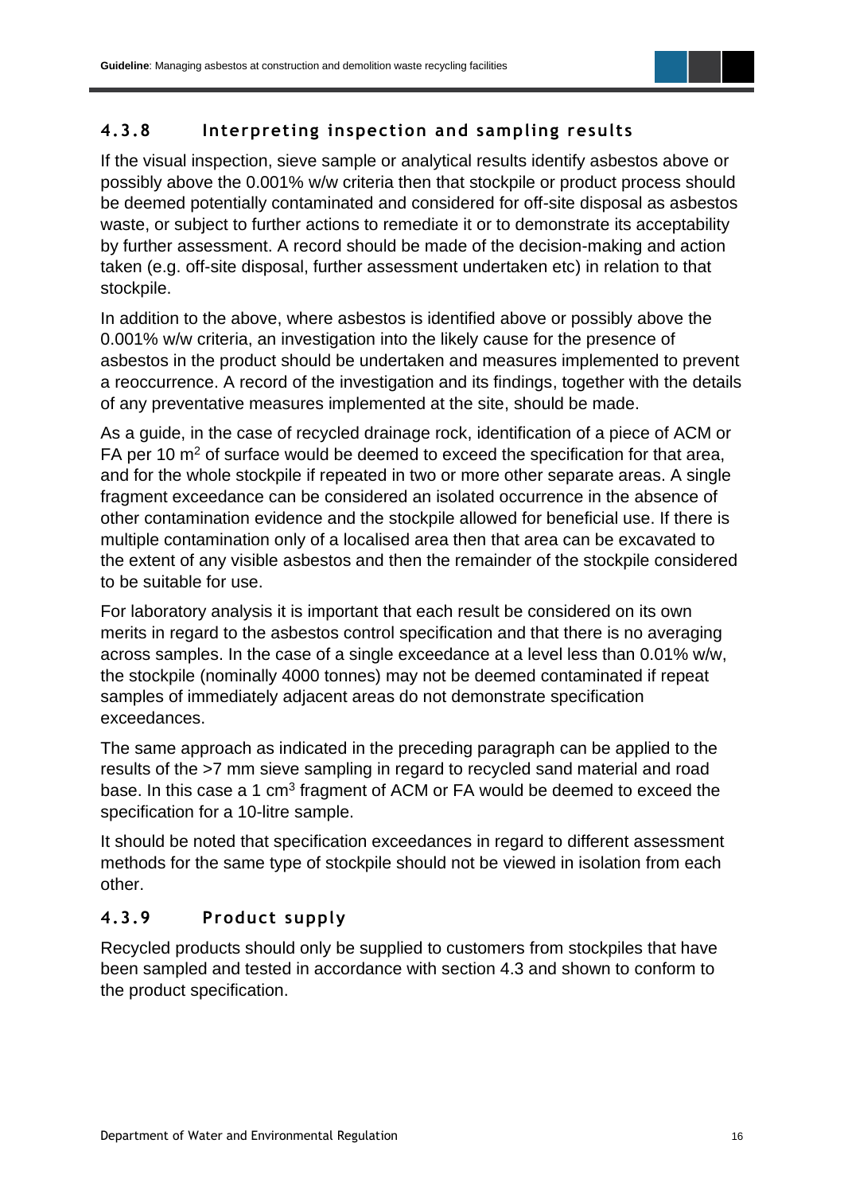#### 4.3.8 Interpreting inspection and sampling results

If the visual inspection, sieve sample or analytical results identify asbestos above or possibly above the 0.001% w/w criteria then that stockpile or product process should be deemed potentially contaminated and considered for off-site disposal as asbestos waste, or subject to further actions to remediate it or to demonstrate its acceptability by further assessment. A record should be made of the decision-making and action taken (e.g. off-site disposal, further assessment undertaken etc) in relation to that stockpile.

In addition to the above, where asbestos is identified above or possibly above the 0.001% w/w criteria, an investigation into the likely cause for the presence of asbestos in the product should be undertaken and measures implemented to prevent a reoccurrence. A record of the investigation and its findings, together with the details of any preventative measures implemented at the site, should be made.

As a guide, in the case of recycled drainage rock, identification of a piece of ACM or FA per 10 $m^2$ of surface would be deemed to exceed the specification for that area, and for the whole stockpile if repeated in two or more other separate areas. A single fragment exceedance can be considered an isolated occurrence in the absence of other contamination evidence and the stockpile allowed for beneficial use. If there is multiple contamination only of a localised area then that area can be excavated to the extent of any visible asbestos and then the remainder of the stockpile considered to be suitable for use.

For laboratory analysis it is important that each result be considered on its own merits in regard to the asbestos control specification and that there is no averaging across samples. In the case of a single exceedance at a level less than 0.01% w/w, the stockpile (nominally 4000 tonnes) may not be deemed contaminated if repeat samples of immediately adjacent areas do not demonstrate specification exceedances.

The same approach as indicated in the preceding paragraph can be applied to the results of the >7 mm sieve sampling in regard to recycled sand material and road base. In this case a 1 $cm^3$ fragment of ACM or FA would be deemed to exceed the specification for a 10-litre sample.

It should be noted that specification exceedances in regard to different assessment methods for the same type of stockpile should not be viewed in isolation from each other.

#### 4.3.9 Product supply

Recycled products should only be supplied to customers from stockpiles that have been sampled and tested in accordance with section 4.3 and shown to conform to the product specification.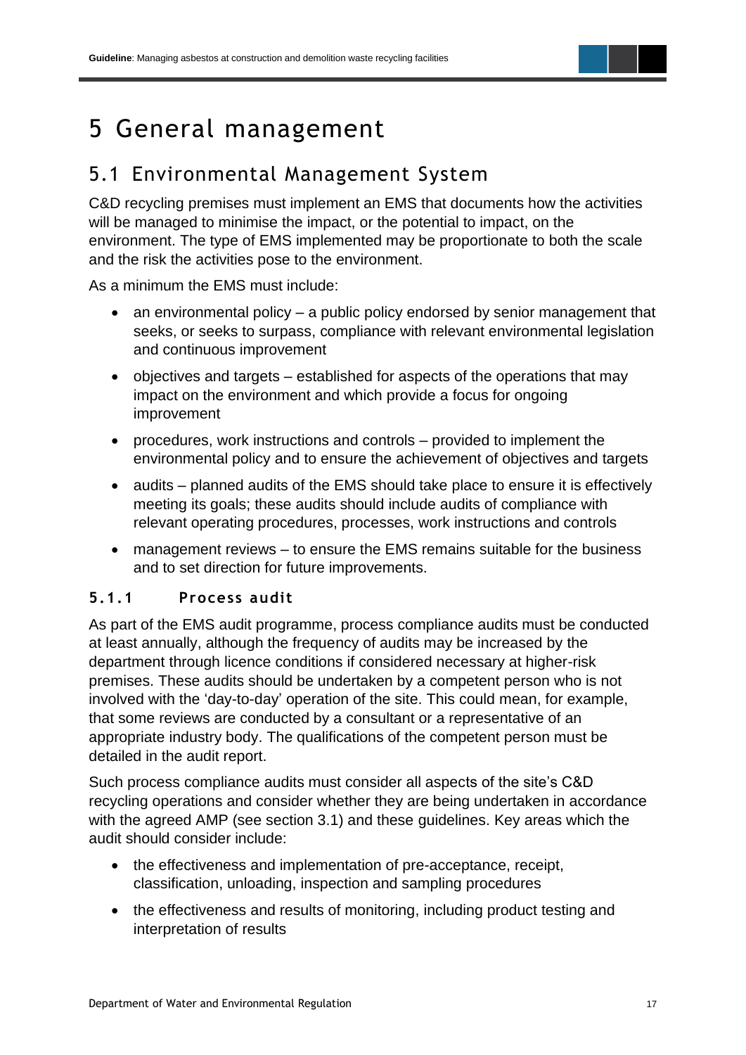# 5 General management

## 5.1 Environmental Management System

C&D recycling premises must implement an EMS that documents how the activities will be managed to minimise the impact, or the potential to impact, on the environment. The type of EMS implemented may be proportionate to both the scale and the risk the activities pose to the environment.

As a minimum the EMS must include:

- an environmental policy – a public policy endorsed by senior management that seeks, or seeks to surpass, compliance with relevant environmental legislation and continuous improvement
- objectives and targets – established for aspects of the operations that may impact on the environment and which provide a focus for ongoing improvement
- procedures, work instructions and controls – provided to implement the environmental policy and to ensure the achievement of objectives and targets
- audits – planned audits of the EMS should take place to ensure it is effectively meeting its goals; these audits should include audits of compliance with relevant operating procedures, processes, work instructions and controls
- management reviews – to ensure the EMS remains suitable for the business and to set direction for future improvements.

### 5.1.1 Process audit

As part of the EMS audit programme, process compliance audits must be conducted at least annually, although the frequency of audits may be increased by the department through licence conditions if considered necessary at higher-risk premises. These audits should be undertaken by a competent person who is not involved with the 'day-to-day' operation of the site. This could mean, for example, that some reviews are conducted by a consultant or a representative of an appropriate industry body. The qualifications of the competent person must be detailed in the audit report.

Such process compliance audits must consider all aspects of the site's C&D recycling operations and consider whether they are being undertaken in accordance with the agreed AMP (see section 3.1) and these guidelines. Key areas which the audit should consider include:

- the effectiveness and implementation of pre-acceptance, receipt, classification, unloading, inspection and sampling procedures
- the effectiveness and results of monitoring, including product testing and interpretation of results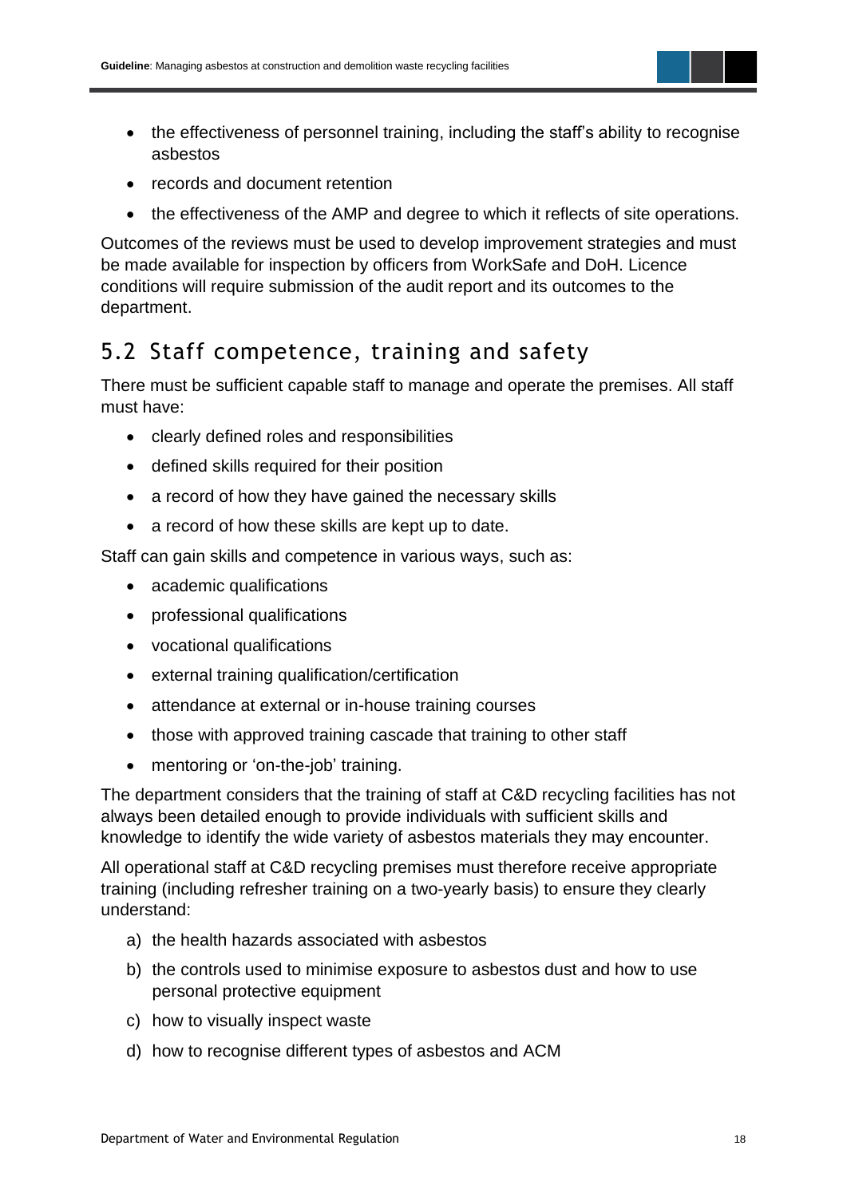- the effectiveness of personnel training, including the staff's ability to recognise asbestos
- records and document retention
- the effectiveness of the AMP and degree to which it reflects of site operations.

Outcomes of the reviews must be used to develop improvement strategies and must be made available for inspection by officers from WorkSafe and DoH. Licence conditions will require submission of the audit report and its outcomes to the department.

## 5.2 Staff competence, training and safety

There must be sufficient capable staff to manage and operate the premises. All staff must have:

- clearly defined roles and responsibilities
- defined skills required for their position
- a record of how they have gained the necessary skills
- a record of how these skills are kept up to date.

Staff can gain skills and competence in various ways, such as:

- academic qualifications
- professional qualifications
- vocational qualifications
- external training qualification/certification
- attendance at external or in-house training courses
- those with approved training cascade that training to other staff
- mentoring or 'on-the-job' training.

The department considers that the training of staff at C&D recycling facilities has not always been detailed enough to provide individuals with sufficient skills and knowledge to identify the wide variety of asbestos materials they may encounter.

All operational staff at C&D recycling premises must therefore receive appropriate training (including refresher training on a two-yearly basis) to ensure they clearly understand:

a) the health hazards associated with asbestos
b) the controls used to minimise exposure to asbestos dust and how to use personal protective equipment
c) how to visually inspect waste
d) how to recognise different types of asbestos and ACM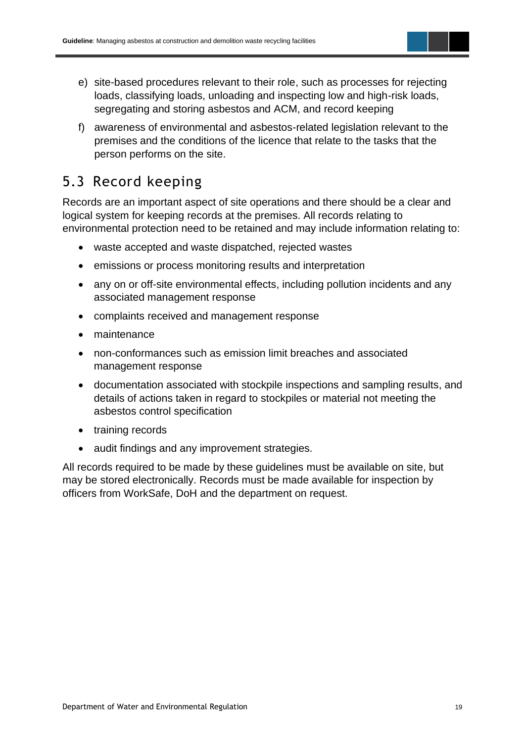e) site-based procedures relevant to their role, such as processes for rejecting loads, classifying loads, unloading and inspecting low and high-risk loads, segregating and storing asbestos and ACM, and record keeping

f) awareness of environmental and asbestos-related legislation relevant to the premises and the conditions of the licence that relate to the tasks that the person performs on the site.

## 5.3 Record keeping

Records are an important aspect of site operations and there should be a clear and logical system for keeping records at the premises. All records relating to environmental protection need to be retained and may include information relating to:

- waste accepted and waste dispatched, rejected wastes
- emissions or process monitoring results and interpretation
- any on or off-site environmental effects, including pollution incidents and any associated management response
- complaints received and management response
- maintenance
- non-conformances such as emission limit breaches and associated management response
- documentation associated with stockpile inspections and sampling results, and details of actions taken in regard to stockpiles or material not meeting the asbestos control specification
- training records
- audit findings and any improvement strategies.

All records required to be made by these guidelines must be available on site, but may be stored electronically. Records must be made available for inspection by officers from WorkSafe, DoH and the department on request.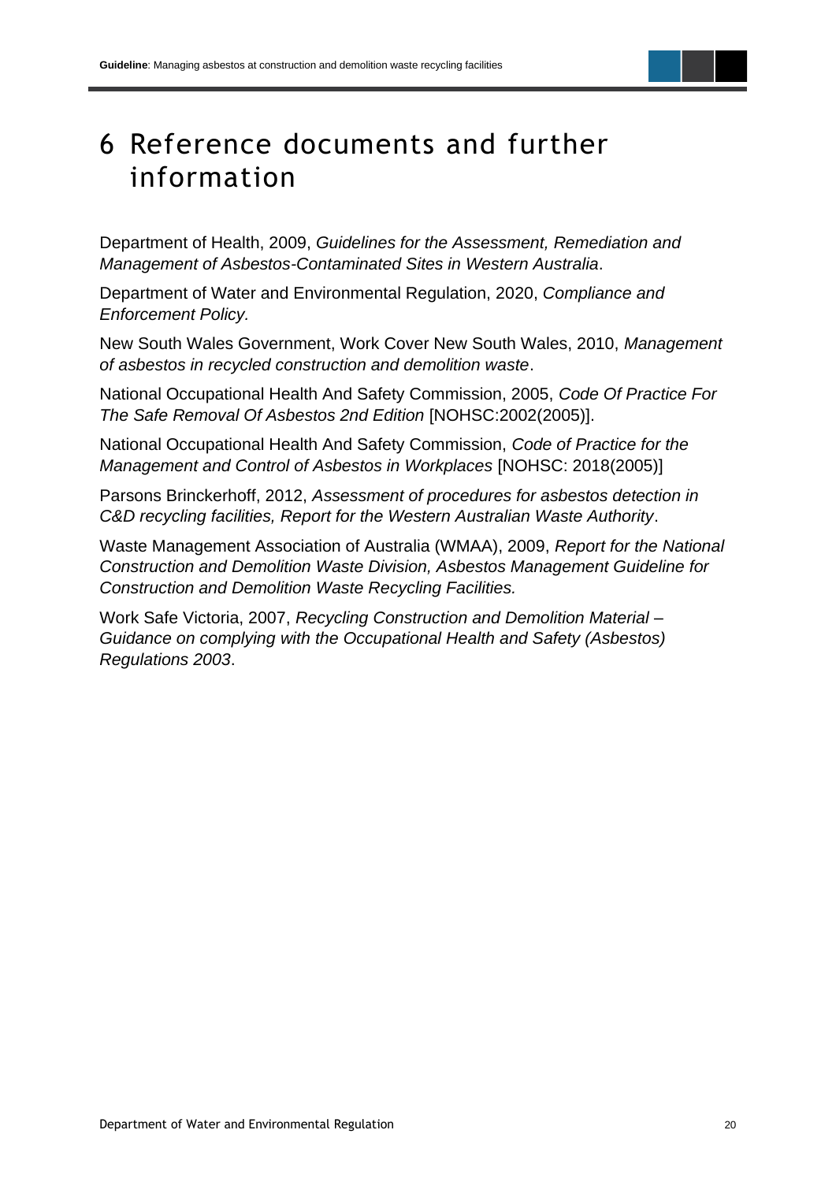# 6 Reference documents and further information

Department of Health, 2009, *Guidelines for the Assessment, Remediation and Management of Asbestos-Contaminated Sites in Western Australia*.

Department of Water and Environmental Regulation, 2020, *Compliance and Enforcement Policy.*

New South Wales Government, Work Cover New South Wales, 2010, *Management of asbestos in recycled construction and demolition waste*.

National Occupational Health And Safety Commission, 2005, *Code Of Practice For The Safe Removal Of Asbestos 2nd Edition* [NOHSC:2002(2005)].

National Occupational Health And Safety Commission, *Code of Practice for the Management and Control of Asbestos in Workplaces* [NOHSC: 2018(2005)]

Parsons Brinckerhoff, 2012, *Assessment of procedures for asbestos detection in C&D recycling facilities, Report for the Western Australian Waste Authority*.

Waste Management Association of Australia (WMAA), 2009, *Report for the National Construction and Demolition Waste Division, Asbestos Management Guideline for Construction and Demolition Waste Recycling Facilities.*

Work Safe Victoria, 2007, *Recycling Construction and Demolition Material – Guidance on complying with the Occupational Health and Safety (Asbestos) Regulations 2003*.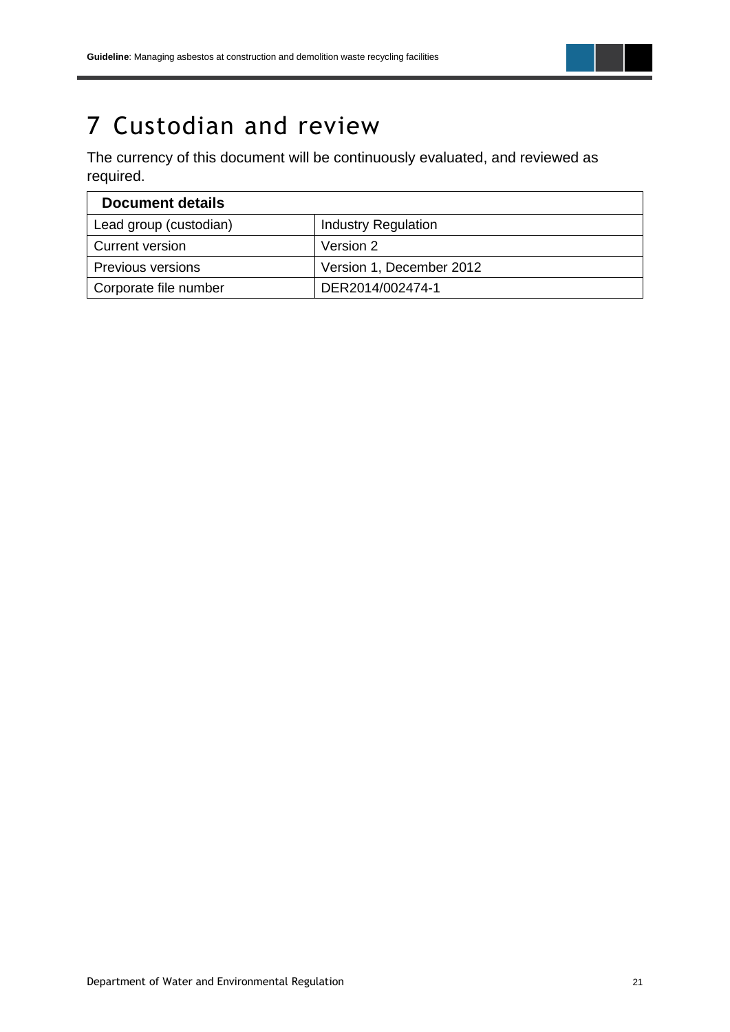# 7 Custodian and review

The currency of this document will be continuously evaluated, and reviewed as required.

| Document details | |
|---|---|
| Lead group (custodian) | Industry Regulation |
| Current version | Version 2 |
| Previous versions | Version 1, December 2012 |
| Corporate file number | DER2014/002474-1 |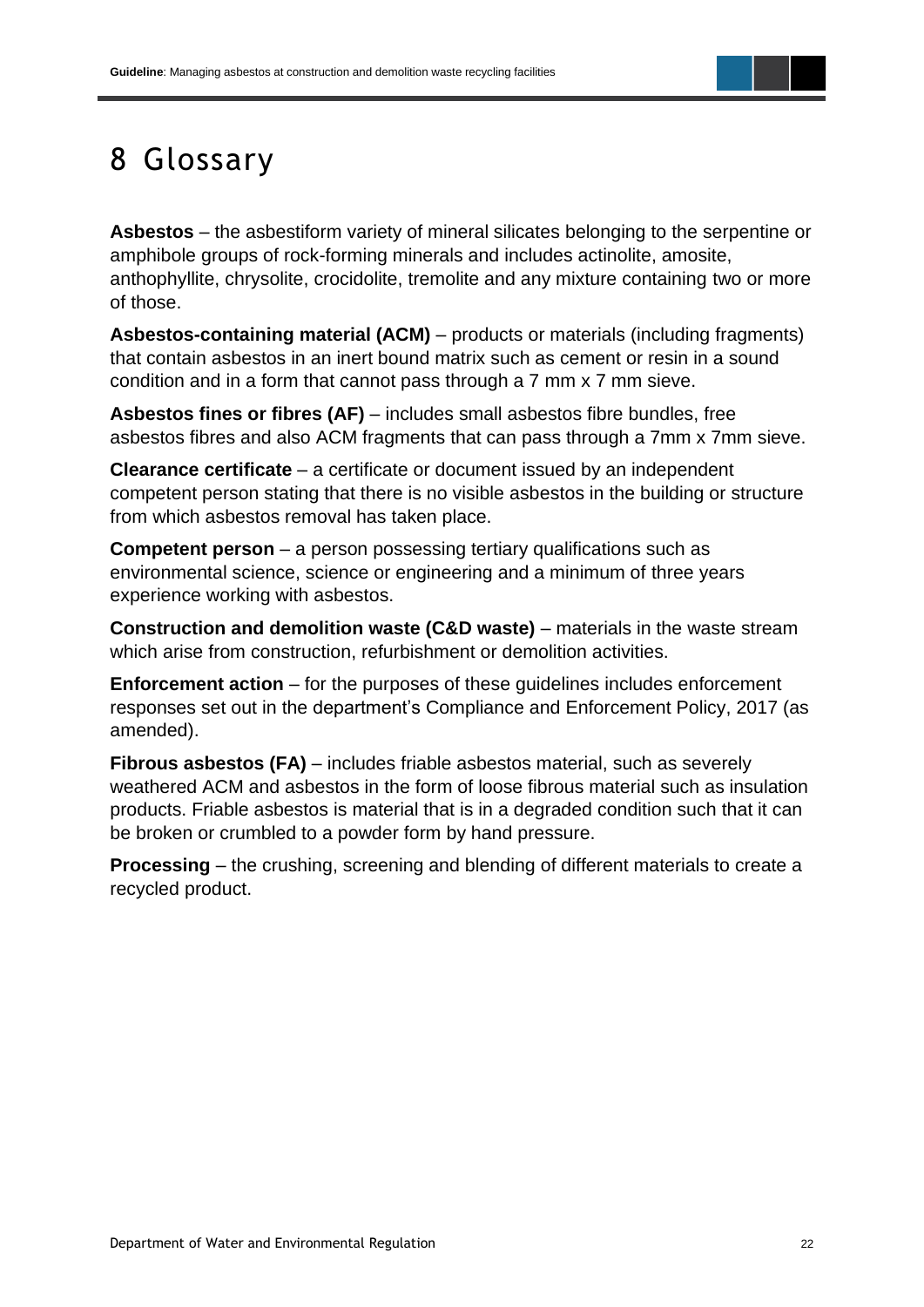# 8 Glossary

**Asbestos** – the asbestiform variety of mineral silicates belonging to the serpentine or amphibole groups of rock-forming minerals and includes actinolite, amosite, anthophyllite, chrysolite, crocidolite, tremolite and any mixture containing two or more of those.

**Asbestos-containing material (ACM)** – products or materials (including fragments) that contain asbestos in an inert bound matrix such as cement or resin in a sound condition and in a form that cannot pass through a 7 mm x 7 mm sieve.

**Asbestos fines or fibres (AF)** – includes small asbestos fibre bundles, free asbestos fibres and also ACM fragments that can pass through a 7mm x 7mm sieve.

**Clearance certificate** – a certificate or document issued by an independent competent person stating that there is no visible asbestos in the building or structure from which asbestos removal has taken place.

**Competent person** – a person possessing tertiary qualifications such as environmental science, science or engineering and a minimum of three years experience working with asbestos.

**Construction and demolition waste (C&D waste)** – materials in the waste stream which arise from construction, refurbishment or demolition activities.

**Enforcement action** – for the purposes of these guidelines includes enforcement responses set out in the department's Compliance and Enforcement Policy, 2017 (as amended).

**Fibrous asbestos (FA)** – includes friable asbestos material, such as severely weathered ACM and asbestos in the form of loose fibrous material such as insulation products. Friable asbestos is material that is in a degraded condition such that it can be broken or crumbled to a powder form by hand pressure.

**Processing** – the crushing, screening and blending of different materials to create a recycled product.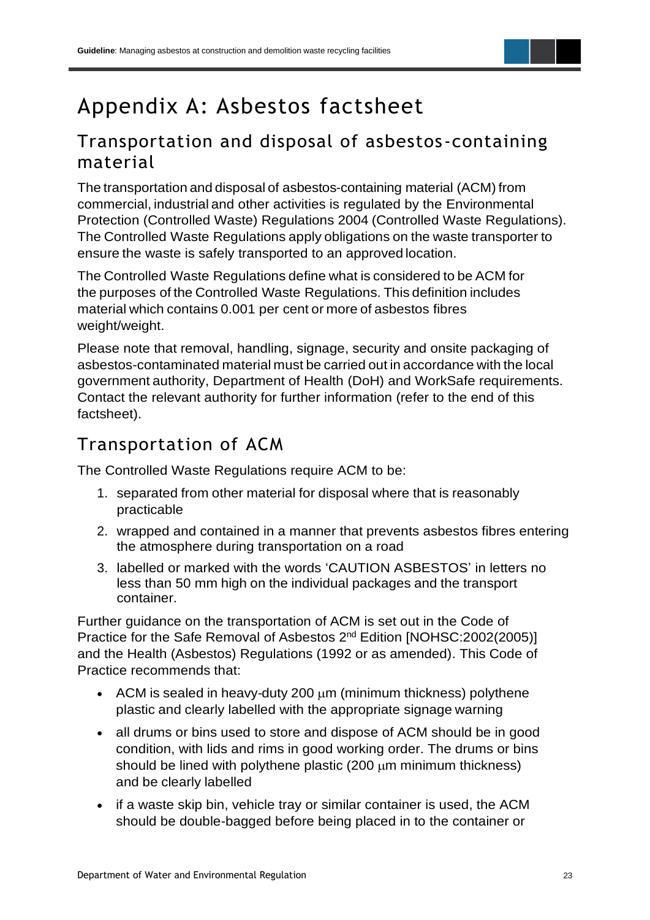# Appendix A: Asbestos factsheet

## Transportation and disposal of asbestos-containing material

The transportation and disposal of asbestos-containing material (ACM) from commercial, industrial and other activities is regulated by the Environmental Protection (Controlled Waste) Regulations 2004 (Controlled Waste Regulations). The Controlled Waste Regulations apply obligations on the waste transporter to ensure the waste is safely transported to an approved location.

The Controlled Waste Regulations define what is considered to be ACM for the purposes of the Controlled Waste Regulations. This definition includes material which contains 0.001 per cent or more of asbestos fibres weight/weight.

Please note that removal, handling, signage, security and onsite packaging of asbestos-contaminated material must be carried out in accordance with the local government authority, Department of Health (DoH) and WorkSafe requirements. Contact the relevant authority for further information (refer to the end of this factsheet).

## Transportation of ACM

The Controlled Waste Regulations require ACM to be:

1. separated from other material for disposal where that is reasonably practicable
2. wrapped and contained in a manner that prevents asbestos fibres entering the atmosphere during transportation on a road
3. labelled or marked with the words 'CAUTION ASBESTOS' in letters no less than 50 mm high on the individual packages and the transport container.

Further guidance on the transportation of ACM is set out in the Code of Practice for the Safe Removal of Asbestos 2nd Edition [NOHSC:2002(2005)] and the Health (Asbestos) Regulations (1992 or as amended). This Code of Practice recommends that:

- ACM is sealed in heavy-duty 200 μm (minimum thickness) polythene plastic and clearly labelled with the appropriate signage warning
- all drums or bins used to store and dispose of ACM should be in good condition, with lids and rims in good working order. The drums or bins should be lined with polythene plastic (200 μm minimum thickness) and be clearly labelled
- if a waste skip bin, vehicle tray or similar container is used, the ACM should be double-bagged before being placed in to the container or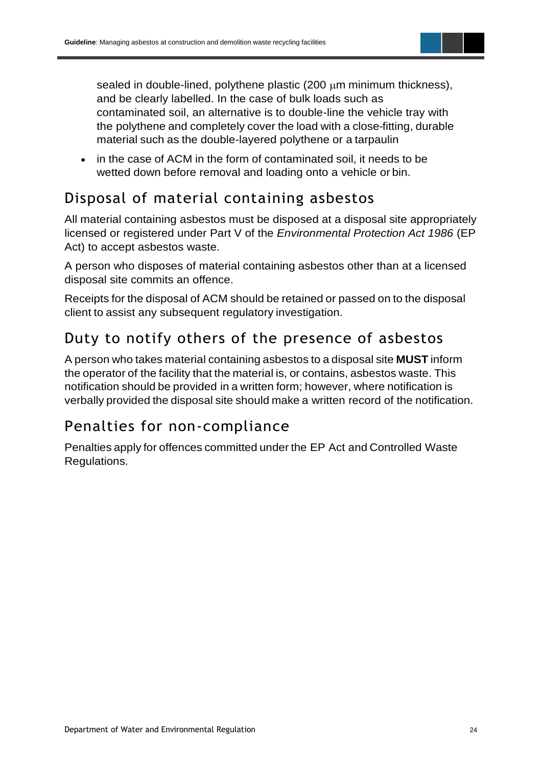sealed in double-lined, polythene plastic (200 μm minimum thickness), and be clearly labelled. In the case of bulk loads such as contaminated soil, an alternative is to double-line the vehicle tray with the polythene and completely cover the load with a close-fitting, durable material such as the double-layered polythene or a tarpaulin

- in the case of ACM in the form of contaminated soil, it needs to be wetted down before removal and loading onto a vehicle or bin.

## Disposal of material containing asbestos

All material containing asbestos must be disposed at a disposal site appropriately licensed or registered under Part V of the *Environmental Protection Act 1986* (EP Act) to accept asbestos waste.

A person who disposes of material containing asbestos other than at a licensed disposal site commits an offence.

Receipts for the disposal of ACM should be retained or passed on to the disposal client to assist any subsequent regulatory investigation.

## Duty to notify others of the presence of asbestos

A person who takes material containing asbestos to a disposal site **MUST** inform the operator of the facility that the material is, or contains, asbestos waste. This notification should be provided in a written form; however, where notification is verbally provided the disposal site should make a written record of the notification.

## Penalties for non-compliance

Penalties apply for offences committed under the EP Act and Controlled Waste Regulations.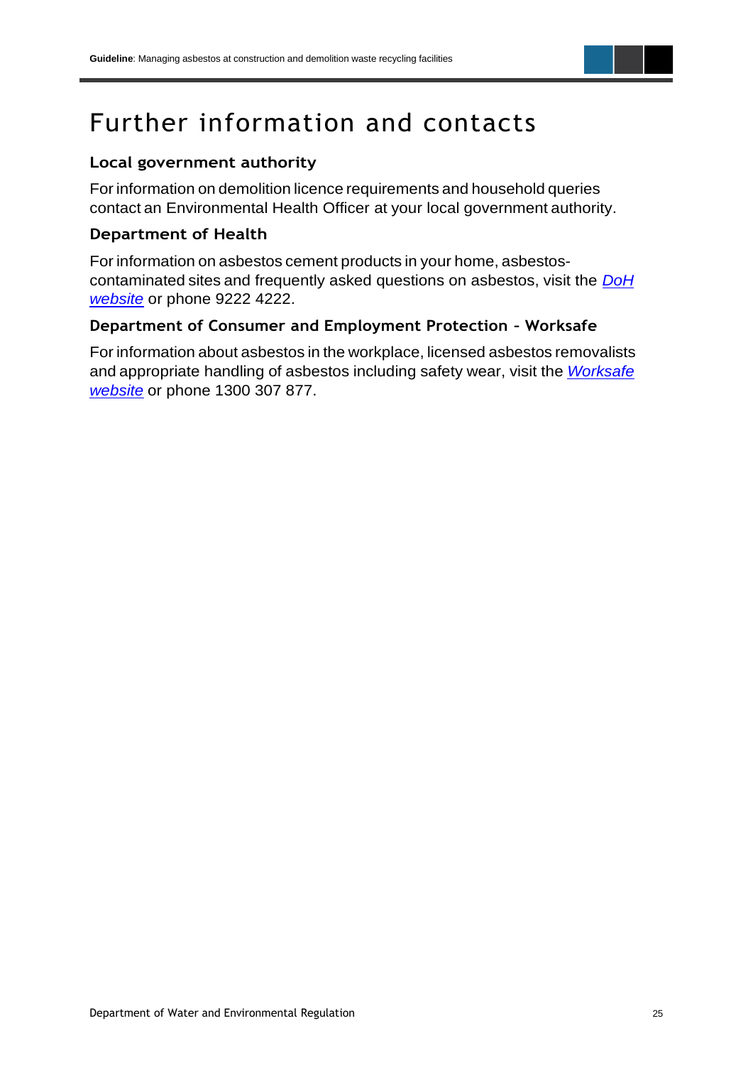# Further information and contacts

### Local government authority

For information on demolition licence requirements and household queries contact an Environmental Health Officer at your local government authority.

### Department of Health

For information on asbestos cement products in your home, asbestos-contaminated sites and frequently asked questions on asbestos, visit the *DoH website* or phone 9222 4222.

### Department of Consumer and Employment Protection - Worksafe

For information about asbestos in the workplace, licensed asbestos removalists and appropriate handling of asbestos including safety wear, visit the *Worksafe website* or phone 1300 307 877.